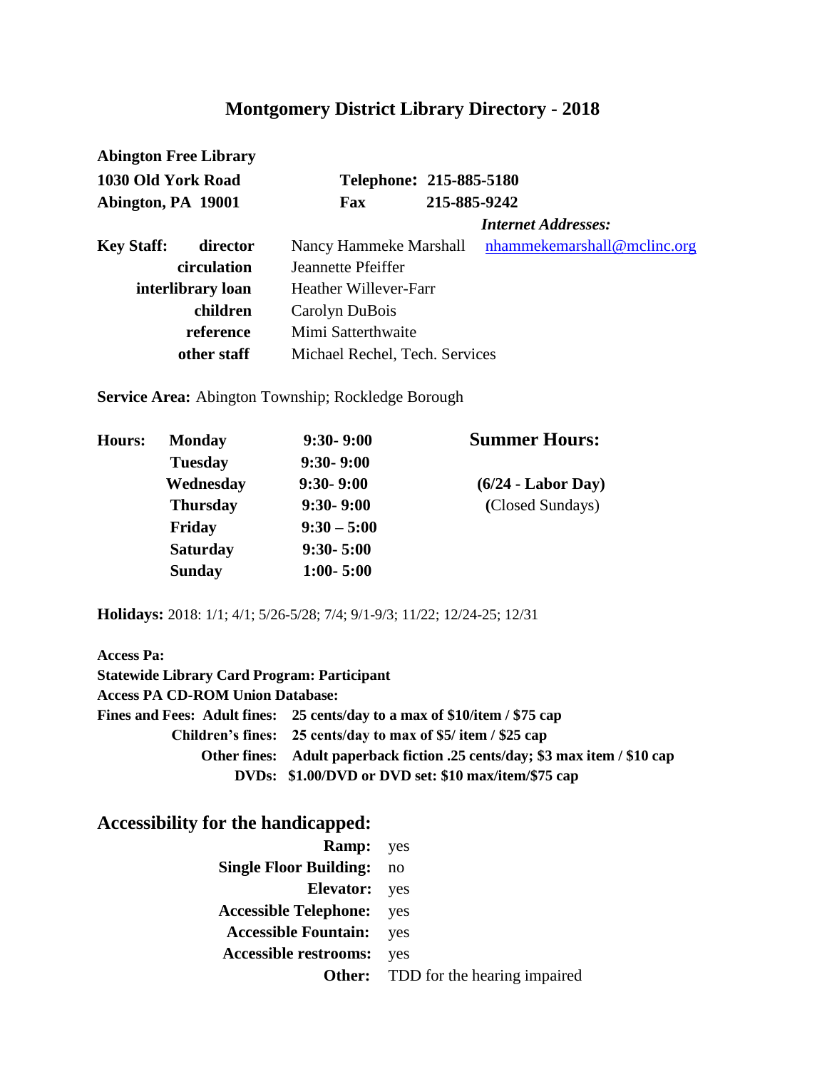# Montgomery District Library Directory - 2018

**Abington Free Library**
**1030 Old York Road**
**Abington, PA 19001**

**Telephone: 215-885-5180**
**Fax 215-885-9242**

*Internet Addresses:*

| **Key Staff:** | | |
|---|---|---|
| **director** | Nancy Hammeke Marshall | nhammekemarshall@mclinc.org |
| **circulation** | Jeannette Pfeiffer | |
| **interlibrary loan** | Heather Willever-Farr | |
| **children** | Carolyn DuBois | |
| **reference** | Mimi Satterthwaite | |
| **other staff** | Michael Rechel, Tech. Services | |

**Service Area:** Abington Township; Rockledge Borough

| **Hours:** | | **Summer Hours:** |
|---|---|---|
| **Monday** | **9:30- 9:00** | |
| **Tuesday** | **9:30- 9:00** | |
| **Wednesday** | **9:30- 9:00** | **(6/24 - Labor Day)** |
| **Thursday** | **9:30- 9:00** | **(**Closed Sundays) |
| **Friday** | **9:30 – 5:00** | |
| **Saturday** | **9:30- 5:00** | |
| **Sunday** | **1:00- 5:00** | |

**Holidays:** 2018: 1/1; 4/1; 5/26-5/28; 7/4; 9/1-9/3; 11/22; 12/24-25; 12/31

**Access Pa:**
**Statewide Library Card Program: Participant**
**Access PA CD-ROM Union Database:**
**Fines and Fees: Adult fines: 25 cents/day to a max of $10/item / $75 cap**
**Children's fines: 25 cents/day to max of $5/ item / $25 cap**
**Other fines: Adult paperback fiction .25 cents/day; $3 max item / $10 cap**
**DVDs: $1.00/DVD or DVD set: $10 max/item/$75 cap**

## Accessibility for the handicapped:

| | |
|---|---|
| **Ramp:** | yes |
| **Single Floor Building:** | no |
| **Elevator:** | yes |
| **Accessible Telephone:** | yes |
| **Accessible Fountain:** | yes |
| **Accessible restrooms:** | yes |
| **Other:** | TDD for the hearing impaired |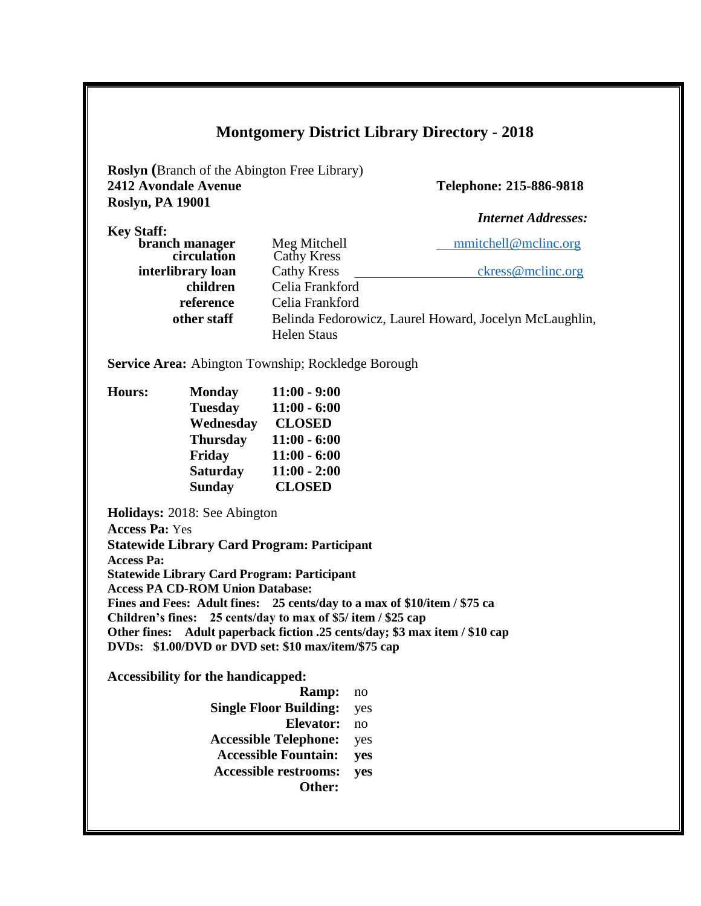# Montgomery District Library Directory - 2018

**Roslyn (**Branch of the Abington Free Library)
**2412 Avondale Avenue**
**Roslyn, PA 19001**

**Telephone: 215-886-9818**

***Internet Addresses:***

**Key Staff:**

| | | |
|---|---|---|
| **branch manager** | Meg Mitchell | mmitchell@mclinc.org |
| **circulation** | Cathy Kress | |
| **interlibrary loan** | Cathy Kress | ckress@mclinc.org |
| **children** | Celia Frankford | |
| **reference** | Celia Frankford | |
| **other staff** | Belinda Fedorowicz, Laurel Howard, Jocelyn McLaughlin, Helen Staus | |

**Service Area:** Abington Township; Rockledge Borough

**Hours:**

| | |
|---|---|
| **Monday** | **11:00 - 9:00** |
| **Tuesday** | **11:00 - 6:00** |
| **Wednesday** | **CLOSED** |
| **Thursday** | **11:00 - 6:00** |
| **Friday** | **11:00 - 6:00** |
| **Saturday** | **11:00 - 2:00** |
| **Sunday** | **CLOSED** |

**Holidays:** 2018: See Abington
**Access Pa:** Yes
**Statewide Library Card Program: Participant**
**Access Pa:**
**Statewide Library Card Program: Participant**
**Access PA CD-ROM Union Database:**
**Fines and Fees: Adult fines: 25 cents/day to a max of $10/item / $75 ca**
**Children's fines: 25 cents/day to max of $5/ item / $25 cap**
**Other fines: Adult paperback fiction .25 cents/day; $3 max item / $10 cap**
**DVDs: $1.00/DVD or DVD set: $10 max/item/$75 cap**

**Accessibility for the handicapped:**

| | |
|---|---|
| **Ramp:** | no |
| **Single Floor Building:** | yes |
| **Elevator:** | no |
| **Accessible Telephone:** | yes |
| **Accessible Fountain:** | **yes** |
| **Accessible restrooms:** | **yes** |
| **Other:** | |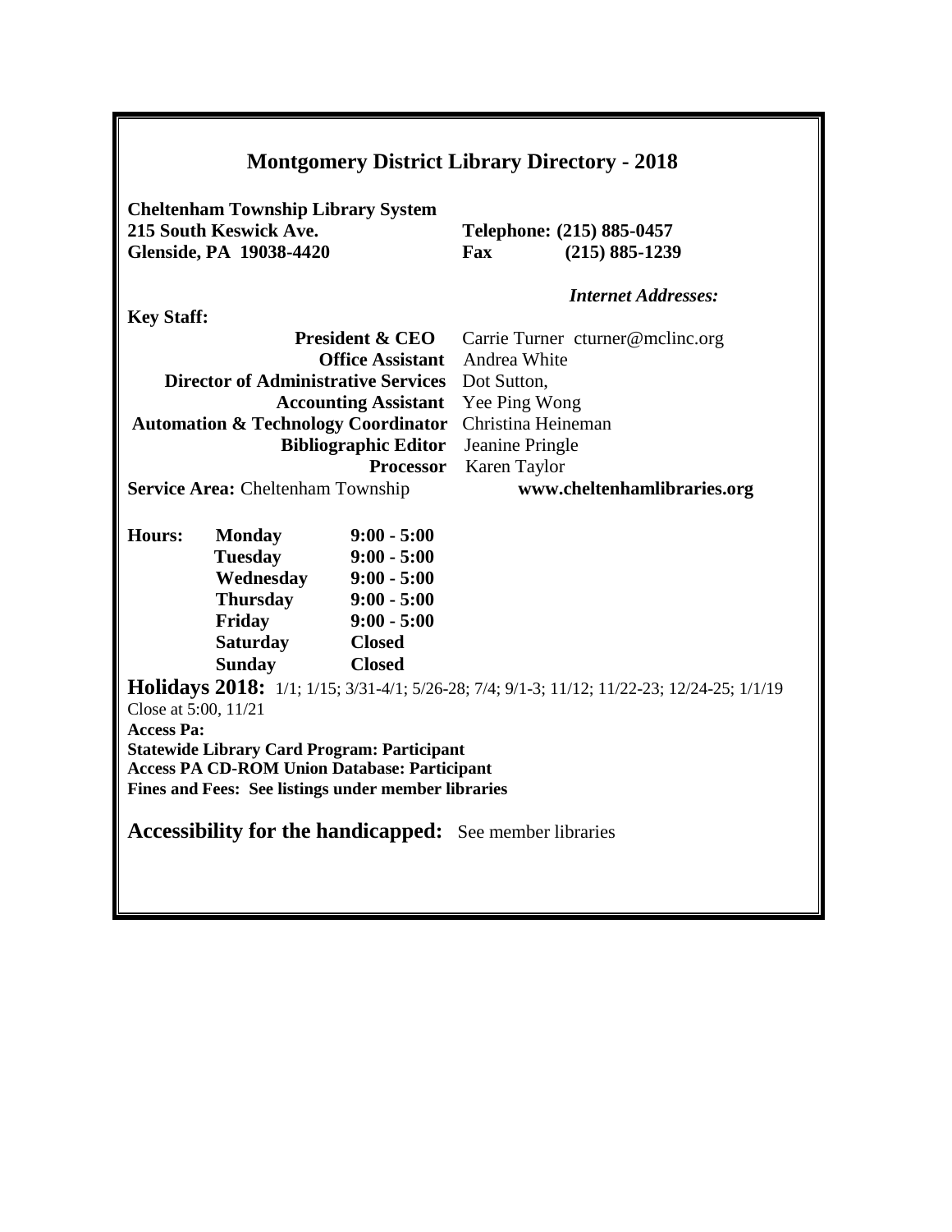# Montgomery District Library Directory - 2018

**Cheltenham Township Library System**
**215 South Keswick Ave.**
**Glenside, PA 19038-4420**

**Telephone: (215) 885-0457**
**Fax (215) 885-1239**

*Internet Addresses:*

**Key Staff:**

| | |
|---|---|
| **President & CEO** | Carrie Turner cturner@mclinc.org |
| **Office Assistant** | Andrea White |
| **Director of Administrative Services** | Dot Sutton, |
| **Accounting Assistant** | Yee Ping Wong |
| **Automation & Technology Coordinator** | Christina Heineman |
| **Bibliographic Editor** | Jeanine Pringle |
| **Processor** | Karen Taylor |

**Service Area:** Cheltenham Township

**www.cheltenhamlibraries.org**

| **Hours:** | | |
|---|---|---|
| | **Monday** | **9:00 - 5:00** |
| | **Tuesday** | **9:00 - 5:00** |
| | **Wednesday** | **9:00 - 5:00** |
| | **Thursday** | **9:00 - 5:00** |
| | **Friday** | **9:00 - 5:00** |
| | **Saturday** | **Closed** |
| | **Sunday** | **Closed** |

**Holidays 2018:** 1/1; 1/15; 3/31-4/1; 5/26-28; 7/4; 9/1-3; 11/12; 11/22-23; 12/24-25; 1/1/19

Close at 5:00, 11/21

**Access Pa:**

**Statewide Library Card Program: Participant**

**Access PA CD-ROM Union Database: Participant**

**Fines and Fees: See listings under member libraries**

**Accessibility for the handicapped:** See member libraries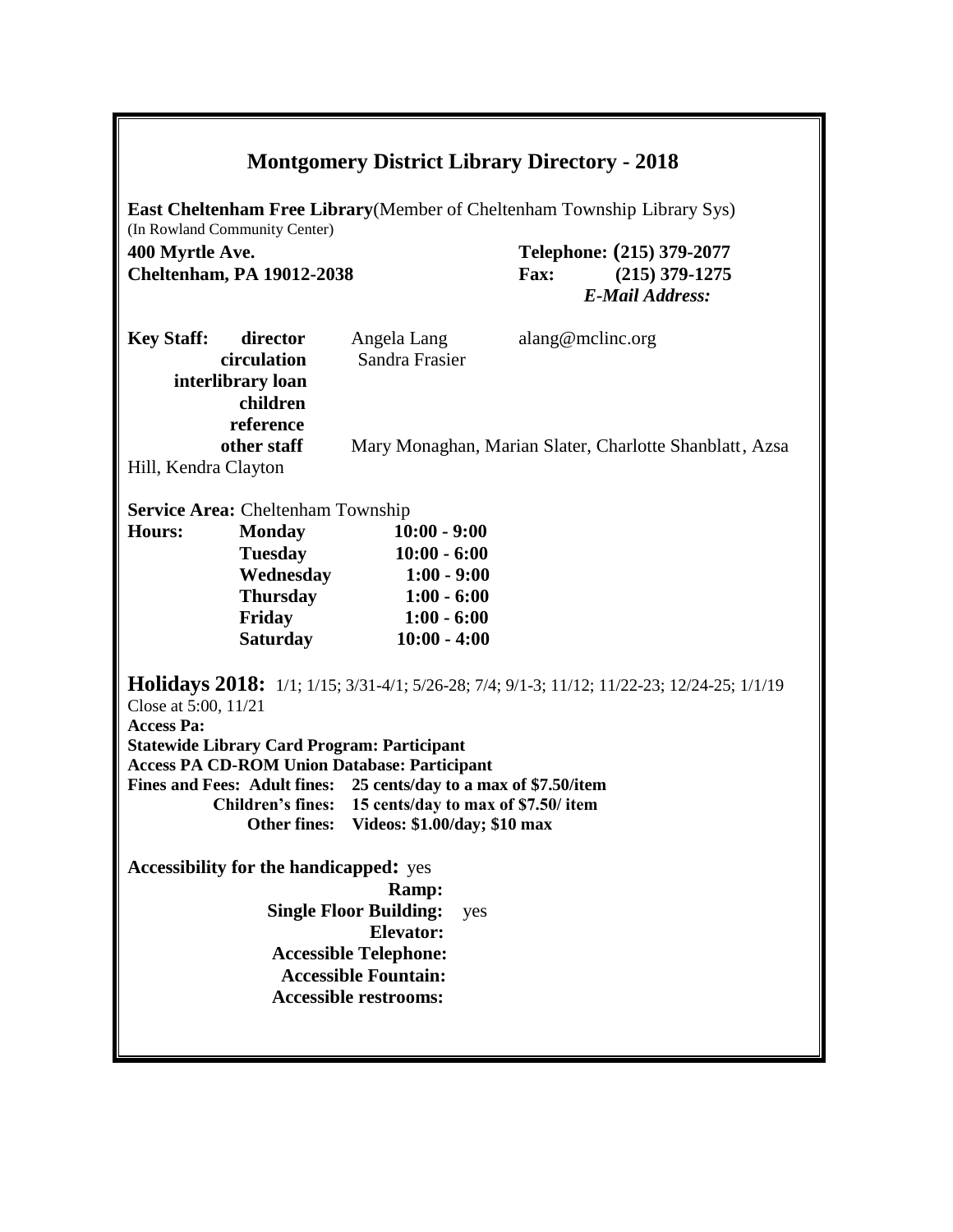# Montgomery District Library Directory - 2018

**East Cheltenham Free Library**(Member of Cheltenham Township Library Sys)
(In Rowland Community Center)

**400 Myrtle Ave.**
**Cheltenham, PA 19012-2038**

**Telephone: (215) 379-2077**
**Fax: (215) 379-1275**
***E-Mail Address:***

| **Key Staff:** | | |
|---|---|---|
| **director** | Angela Lang | alang@mclinc.org |
| **circulation** | Sandra Frasier | |
| **interlibrary loan** | | |
| **children** | | |
| **reference** | | |
| **other staff** | Mary Monaghan, Marian Slater, Charlotte Shanblatt, Azsa Hill, Kendra Clayton | |

**Service Area:** Cheltenham Township

| **Hours:** | | |
|---|---|---|
| | **Monday** | **10:00 - 9:00** |
| | **Tuesday** | **10:00 - 6:00** |
| | **Wednesday** | **1:00 - 9:00** |
| | **Thursday** | **1:00 - 6:00** |
| | **Friday** | **1:00 - 6:00** |
| | **Saturday** | **10:00 - 4:00** |

**Holidays 2018:** 1/1; 1/15; 3/31-4/1; 5/26-28; 7/4; 9/1-3; 11/12; 11/22-23; 12/24-25; 1/1/19
Close at 5:00, 11/21

**Access Pa:**
**Statewide Library Card Program: Participant**
**Access PA CD-ROM Union Database: Participant**

**Fines and Fees: Adult fines: 25 cents/day to a max of $7.50/item**
**Children's fines: 15 cents/day to max of $7.50/ item**
**Other fines: Videos: $1.00/day; $10 max**

**Accessibility for the handicapped:** yes
**Ramp:**
**Single Floor Building:** yes
**Elevator:**
**Accessible Telephone:**
**Accessible Fountain:**
**Accessible restrooms:**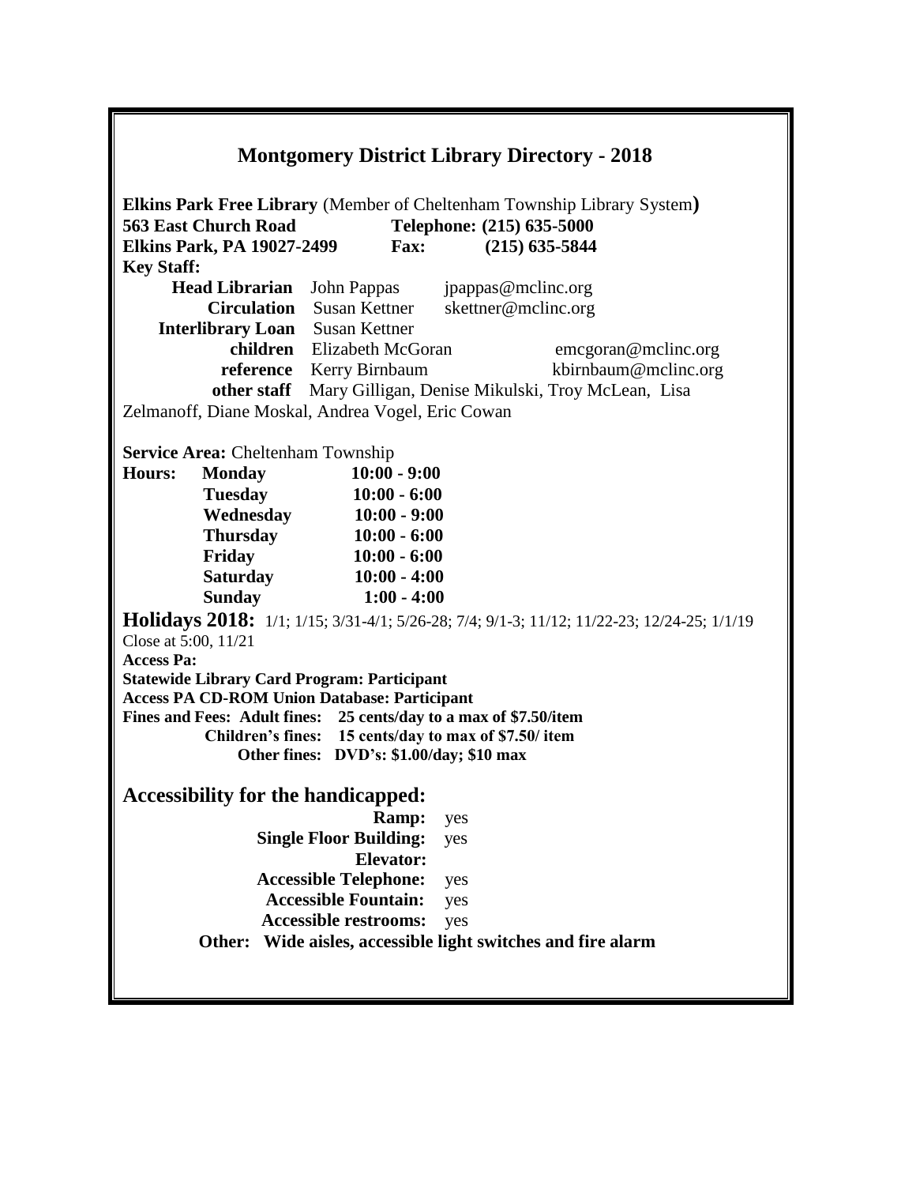## Montgomery District Library Directory - 2018

**Elkins Park Free Library** (Member of Cheltenham Township Library System**)**
**563 East Church Road** **Telephone: (215) 635-5000**
**Elkins Park, PA 19027-2499** **Fax: (215) 635-5844**

**Key Staff:**

| | | |
|---|---|---|
| **Head Librarian** | John Pappas | jpappas@mclinc.org |
| **Circulation** | Susan Kettner | skettner@mclinc.org |
| **Interlibrary Loan** | Susan Kettner | |
| **children** | Elizabeth McGoran | emcgoran@mclinc.org |
| **reference** | Kerry Birnbaum | kbirnbaum@mclinc.org |

**other staff** Mary Gilligan, Denise Mikulski, Troy McLean, Lisa Zelmanoff, Diane Moskal, Andrea Vogel, Eric Cowan

**Service Area:** Cheltenham Township

| **Hours:** | | |
|---|---|---|
| | **Monday** | **10:00 - 9:00** |
| | **Tuesday** | **10:00 - 6:00** |
| | **Wednesday** | **10:00 - 9:00** |
| | **Thursday** | **10:00 - 6:00** |
| | **Friday** | **10:00 - 6:00** |
| | **Saturday** | **10:00 - 4:00** |
| | **Sunday** | **1:00 - 4:00** |

**Holidays 2018:** 1/1; 1/15; 3/31-4/1; 5/26-28; 7/4; 9/1-3; 11/12; 11/22-23; 12/24-25; 1/1/19
Close at 5:00, 11/21

**Access Pa:**
**Statewide Library Card Program: Participant**
**Access PA CD-ROM Union Database: Participant**
**Fines and Fees: Adult fines: 25 cents/day to a max of $7.50/item**
**Children's fines: 15 cents/day to max of $7.50/ item**
**Other fines: DVD's: $1.00/day; $10 max**

### Accessibility for the handicapped:

| | |
|---|---|
| **Ramp:** | yes |
| **Single Floor Building:** | yes |
| **Elevator:** | |
| **Accessible Telephone:** | yes |
| **Accessible Fountain:** | yes |
| **Accessible restrooms:** | yes |

**Other: Wide aisles, accessible light switches and fire alarm**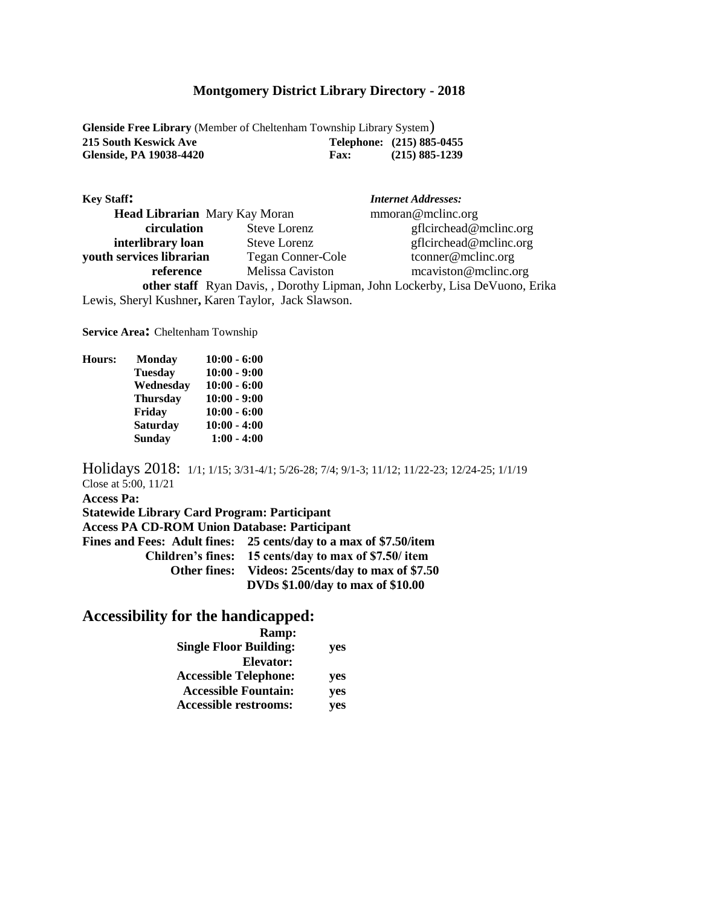## Montgomery District Library Directory - 2018

**Glenside Free Library** (Member of Cheltenham Township Library System)
**215 South Keswick Ave** **Telephone: (215) 885-0455**
**Glenside, PA 19038-4420** **Fax: (215) 885-1239**

| **Key Staff:** | | *Internet Addresses:* |
|---|---|---|
| **Head Librarian** | Mary Kay Moran | mmoran@mclinc.org |
| **circulation** | Steve Lorenz | gflcirchead@mclinc.org |
| **interlibrary loan** | Steve Lorenz | gflcirchead@mclinc.org |
| **youth services librarian** | Tegan Conner-Cole | tconner@mclinc.org |
| **reference** | Melissa Caviston | mcaviston@mclinc.org |

**other staff** Ryan Davis, , Dorothy Lipman, John Lockerby, Lisa DeVuono, Erika Lewis, Sheryl Kushner**,** Karen Taylor, Jack Slawson.

**Service Area:** Cheltenham Township

| **Hours:** | | |
|---|---|---|
| | **Monday** | **10:00 - 6:00** |
| | **Tuesday** | **10:00 - 9:00** |
| | **Wednesday** | **10:00 - 6:00** |
| | **Thursday** | **10:00 - 9:00** |
| | **Friday** | **10:00 - 6:00** |
| | **Saturday** | **10:00 - 4:00** |
| | **Sunday** | **1:00 - 4:00** |

Holidays 2018: 1/1; 1/15; 3/31-4/1; 5/26-28; 7/4; 9/1-3; 11/12; 11/22-23; 12/24-25; 1/1/19
Close at 5:00, 11/21

**Access Pa:**
**Statewide Library Card Program: Participant**
**Access PA CD-ROM Union Database: Participant**
**Fines and Fees: Adult fines: 25 cents/day to a max of $7.50/item**
**Children's fines: 15 cents/day to max of $7.50/ item**
**Other fines: Videos: 25cents/day to max of $7.50**
**DVDs $1.00/day to max of $10.00**

## Accessibility for the handicapped:

| | |
|---|---|
| **Ramp:** | |
| **Single Floor Building:** | **yes** |
| **Elevator:** | |
| **Accessible Telephone:** | **yes** |
| **Accessible Fountain:** | **yes** |
| **Accessible restrooms:** | **yes** |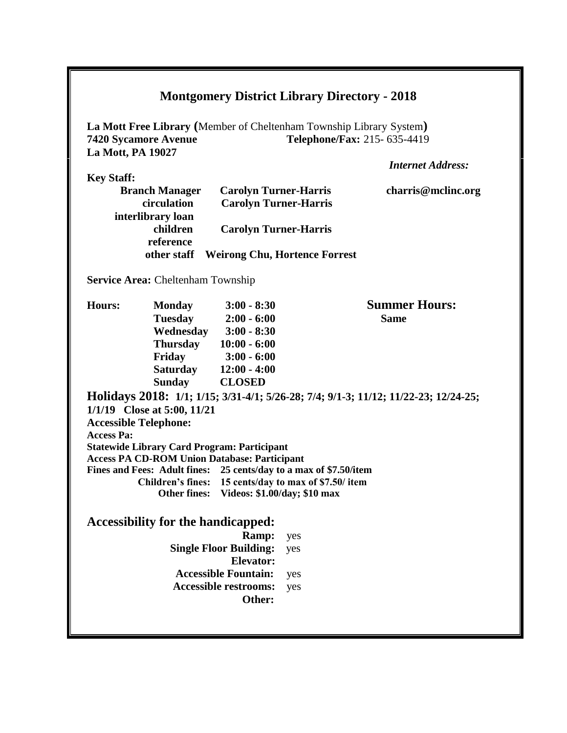# Montgomery District Library Directory - 2018

**La Mott Free Library (**Member of Cheltenham Township Library System**)**
**7420 Sycamore Avenue** **Telephone/Fax:** 215- 635-4419
**La Mott, PA 19027**

*Internet Address:*

**Key Staff:**

| | | |
|---|---|---|
| **Branch Manager** | **Carolyn Turner-Harris** | **charris@mclinc.org** |
| **circulation** | **Carolyn Turner-Harris** | |
| **interlibrary loan** | | |
| **children** | **Carolyn Turner-Harris** | |
| **reference** | | |
| **other staff** | **Weirong Chu, Hortence Forrest** | |

**Service Area:** Cheltenham Township

| **Hours:** | | | **Summer Hours:** |
|---|---|---|---|
| | **Monday** | **3:00 - 8:30** | **Same** |
| | **Tuesday** | **2:00 - 6:00** | |
| | **Wednesday** | **3:00 - 8:30** | |
| | **Thursday** | **10:00 - 6:00** | |
| | **Friday** | **3:00 - 6:00** | |
| | **Saturday** | **12:00 - 4:00** | |
| | **Sunday** | **CLOSED** | |

**Holidays 2018: 1/1; 1/15; 3/31-4/1; 5/26-28; 7/4; 9/1-3; 11/12; 11/22-23; 12/24-25; 1/1/19 Close at 5:00, 11/21**

**Accessible Telephone:**

**Access Pa:**

**Statewide Library Card Program: Participant**

**Access PA CD-ROM Union Database: Participant**

**Fines and Fees: Adult fines: 25 cents/day to a max of $7.50/item**
**Children's fines: 15 cents/day to max of $7.50/ item**
**Other fines: Videos: $1.00/day; $10 max**

## Accessibility for the handicapped:

| | |
|---|---|
| **Ramp:** | yes |
| **Single Floor Building:** | yes |
| **Elevator:** | |
| **Accessible Fountain:** | yes |
| **Accessible restrooms:** | yes |
| **Other:** | |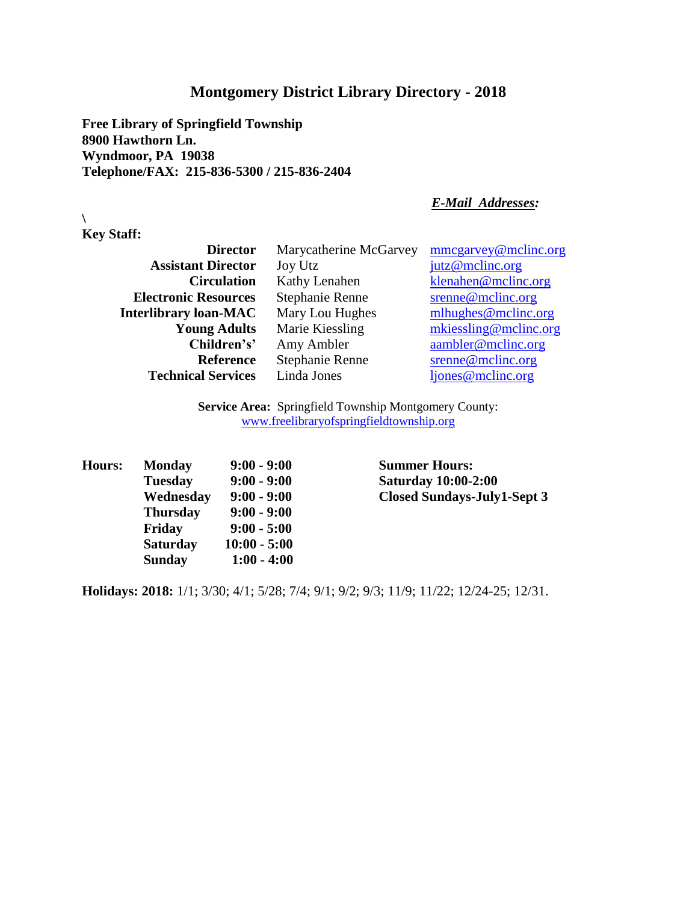# Montgomery District Library Directory - 2018

**Free Library of Springfield Township**
**8900 Hawthorn Ln.**
**Wyndmoor, PA 19038**
**Telephone/FAX: 215-836-5300 / 215-836-2404**

\

**Key Staff:**

| | | ***E-Mail Addresses:*** |
|---|---|---|
| **Director** | Marycatherine McGarvey | mmcgarvey@mclinc.org |
| **Assistant Director** | Joy Utz | jutz@mclinc.org |
| **Circulation** | Kathy Lenahen | klenahen@mclinc.org |
| **Electronic Resources** | Stephanie Renne | srenne@mclinc.org |
| **Interlibrary loan-MAC** | Mary Lou Hughes | mlhughes@mclinc.org |
| **Young Adults** | Marie Kiessling | mkiessling@mclinc.org |
| **Children's'** | Amy Ambler | aambler@mclinc.org |
| **Reference** | Stephanie Renne | srenne@mclinc.org |
| **Technical Services** | Linda Jones | ljones@mclinc.org |

**Service Area:** Springfield Township Montgomery County: www.freelibraryofspringfieldtownship.org

| **Hours:** | | |
|---|---|---|
| **Monday** | **9:00 - 9:00** | |
| **Tuesday** | **9:00 - 9:00** | |
| **Wednesday** | **9:00 - 9:00** | |
| **Thursday** | **9:00 - 9:00** | |
| **Friday** | **9:00 - 5:00** | |
| **Saturday** | **10:00 - 5:00** | |
| **Sunday** | **1:00 - 4:00** | |

**Summer Hours:**
**Saturday 10:00-2:00**
**Closed Sundays-July1-Sept 3**

**Holidays: 2018:** 1/1; 3/30; 4/1; 5/28; 7/4; 9/1; 9/2; 9/3; 11/9; 11/22; 12/24-25; 12/31.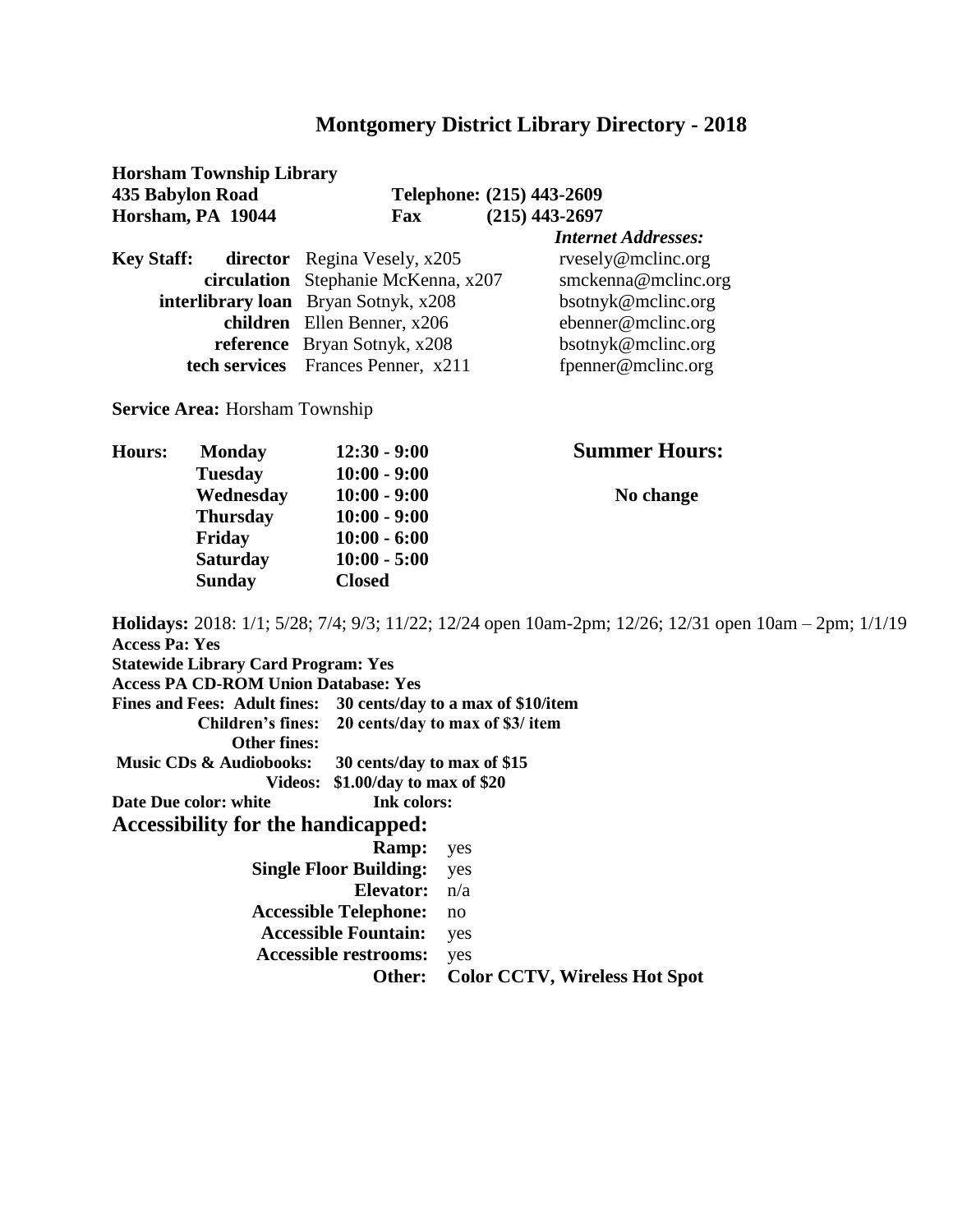# Montgomery District Library Directory - 2018

**Horsham Township Library**
**435 Babylon Road**
**Horsham, PA 19044**

**Telephone: (215) 443-2609**
**Fax (215) 443-2697**

| **Key Staff:** | | *Internet Addresses:* |
|---|---|---|
| **director** | Regina Vesely, x205 | rvesely@mclinc.org |
| **circulation** | Stephanie McKenna, x207 | smckenna@mclinc.org |
| **interlibrary loan** | Bryan Sotnyk, x208 | bsotnyk@mclinc.org |
| **children** | Ellen Benner, x206 | ebenner@mclinc.org |
| **reference** | Bryan Sotnyk, x208 | bsotnyk@mclinc.org |
| **tech services** | Frances Penner, x211 | fpenner@mclinc.org |

**Service Area:** Horsham Township

| **Hours:** | | |
|---|---|---|
| **Monday** | **12:30 - 9:00** | |
| **Tuesday** | **10:00 - 9:00** | |
| **Wednesday** | **10:00 - 9:00** | |
| **Thursday** | **10:00 - 9:00** | |
| **Friday** | **10:00 - 6:00** | |
| **Saturday** | **10:00 - 5:00** | |
| **Sunday** | **Closed** | |

**Summer Hours:**

**No change**

**Holidays:** 2018: 1/1; 5/28; 7/4; 9/3; 11/22; 12/24 open 10am-2pm; 12/26; 12/31 open 10am – 2pm; 1/1/19

**Access Pa: Yes**

**Statewide Library Card Program: Yes**

**Access PA CD-ROM Union Database: Yes**

**Fines and Fees: Adult fines: 30 cents/day to a max of $10/item**
**Children's fines: 20 cents/day to max of $3/ item**
**Other fines:**
**Music CDs & Audiobooks: 30 cents/day to max of $15**
**Videos: $1.00/day to max of $20**

**Date Due color: white** **Ink colors:**

## Accessibility for the handicapped:

| | |
|---|---|
| **Ramp:** | yes |
| **Single Floor Building:** | yes |
| **Elevator:** | n/a |
| **Accessible Telephone:** | no |
| **Accessible Fountain:** | yes |
| **Accessible restrooms:** | yes |
| **Other:** | **Color CCTV, Wireless Hot Spot** |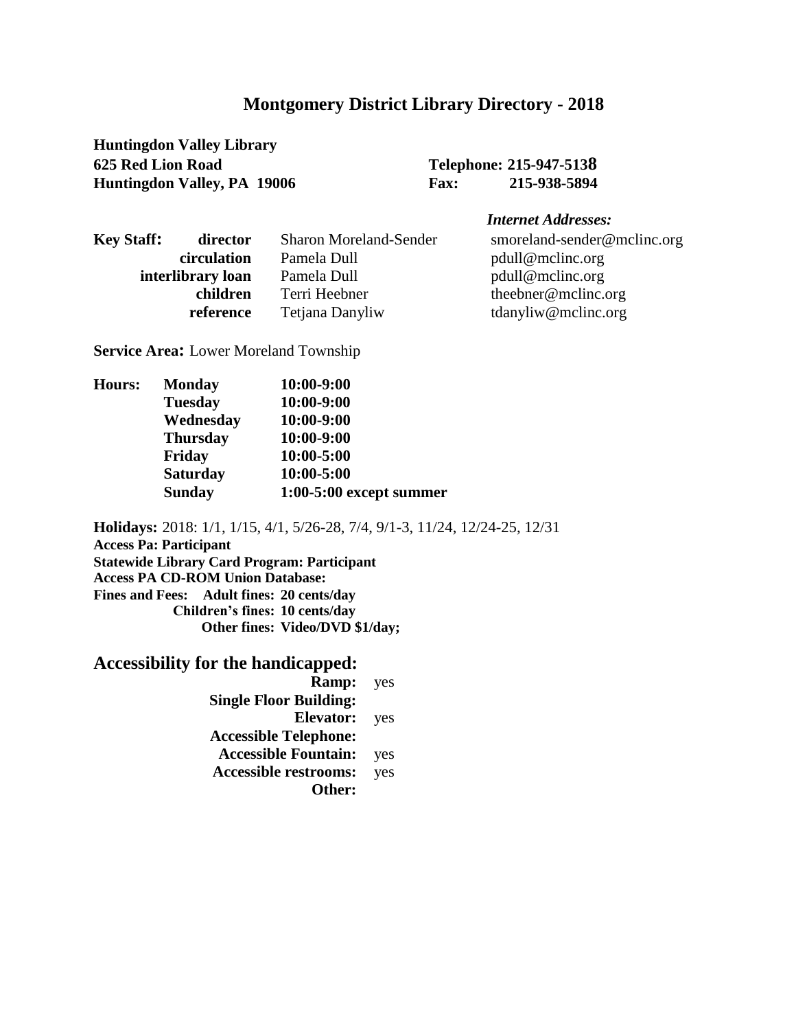# Montgomery District Library Directory - 2018

**Huntingdon Valley Library**
**625 Red Lion Road**
**Huntingdon Valley, PA 19006**

**Telephone: 215-947-5138**
**Fax: 215-938-5894**

| **Key Staff:** | | | *Internet Addresses:* |
|---|---|---|---|
| | **director** | Sharon Moreland-Sender | smoreland-sender@mclinc.org |
| | **circulation** | Pamela Dull | pdull@mclinc.org |
| | **interlibrary loan** | Pamela Dull | pdull@mclinc.org |
| | **children** | Terri Heebner | theebner@mclinc.org |
| | **reference** | Tetjana Danyliw | tdanyliw@mclinc.org |

**Service Area:** Lower Moreland Township

| **Hours:** | | |
|---|---|---|
| | **Monday** | **10:00-9:00** |
| | **Tuesday** | **10:00-9:00** |
| | **Wednesday** | **10:00-9:00** |
| | **Thursday** | **10:00-9:00** |
| | **Friday** | **10:00-5:00** |
| | **Saturday** | **10:00-5:00** |
| | **Sunday** | **1:00-5:00 except summer** |

**Holidays:** 2018: 1/1, 1/15, 4/1, 5/26-28, 7/4, 9/1-3, 11/24, 12/24-25, 12/31
**Access Pa: Participant**
**Statewide Library Card Program: Participant**
**Access PA CD-ROM Union Database:**
**Fines and Fees: Adult fines: 20 cents/day**
**Children's fines: 10 cents/day**
**Other fines: Video/DVD $1/day;**

## Accessibility for the handicapped:

| | |
|---|---|
| **Ramp:** | yes |
| **Single Floor Building:** | |
| **Elevator:** | yes |
| **Accessible Telephone:** | |
| **Accessible Fountain:** | yes |
| **Accessible restrooms:** | yes |
| **Other:** | |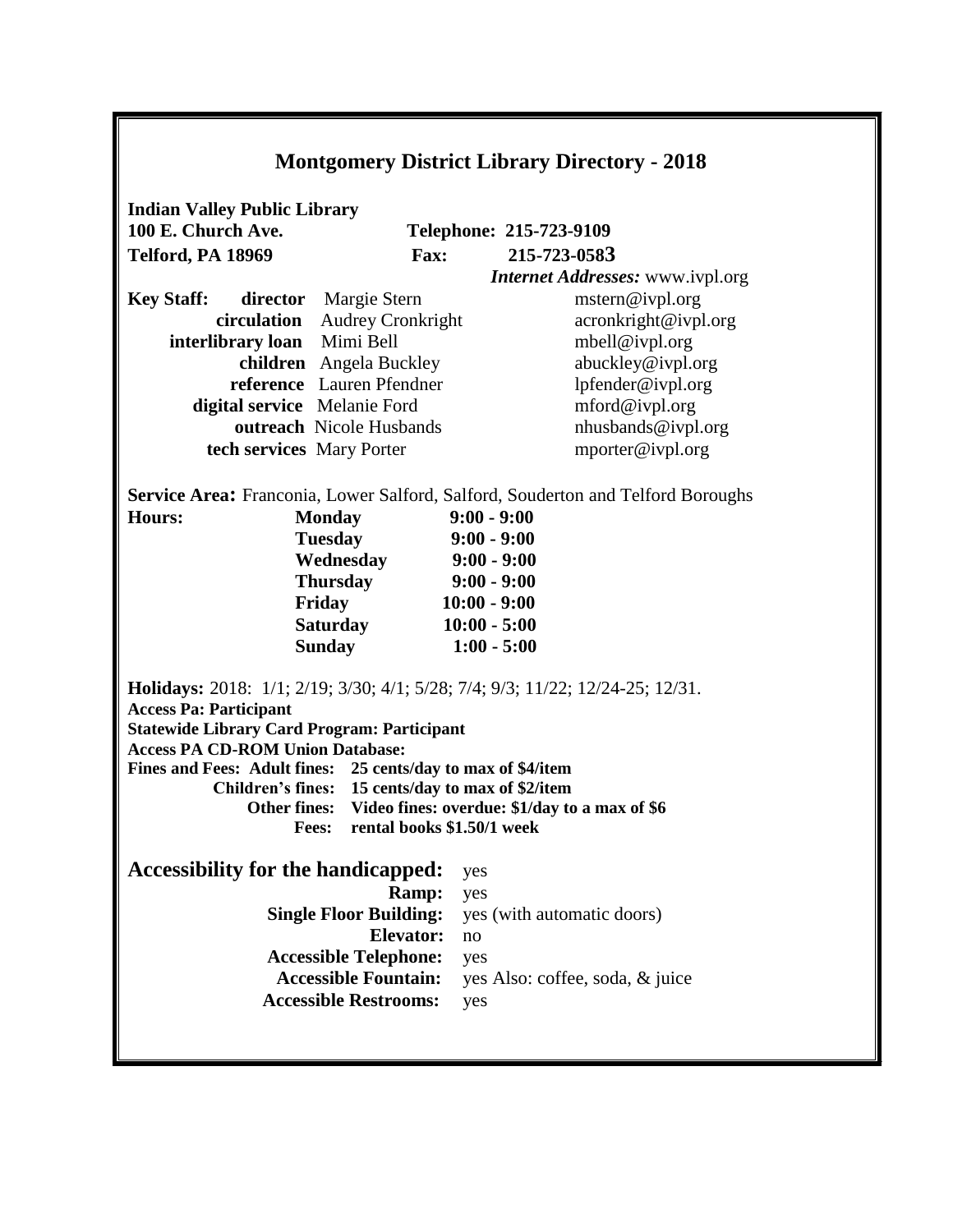# Montgomery District Library Directory - 2018

**Indian Valley Public Library**
**100 E. Church Ave.**
**Telford, PA 18969**

**Telephone: 215-723-9109**
**Fax: 215-723-0583**
***Internet Addresses:*** www.ivpl.org

| Key Staff: | Name | Email |
|---|---|---|
| **director** | Margie Stern | mstern@ivpl.org |
| **circulation** | Audrey Cronkright | acronkright@ivpl.org |
| **interlibrary loan** | Mimi Bell | mbell@ivpl.org |
| **children** | Angela Buckley | abuckley@ivpl.org |
| **reference** | Lauren Pfendner | lpfender@ivpl.org |
| **digital service** | Melanie Ford | mford@ivpl.org |
| **outreach** | Nicole Husbands | nhusbands@ivpl.org |
| **tech services** | Mary Porter | mporter@ivpl.org |

**Service Area:** Franconia, Lower Salford, Salford, Souderton and Telford Boroughs

**Hours:**

| Day | Hours |
|---|---|
| **Monday** | **9:00 - 9:00** |
| **Tuesday** | **9:00 - 9:00** |
| **Wednesday** | **9:00 - 9:00** |
| **Thursday** | **9:00 - 9:00** |
| **Friday** | **10:00 - 9:00** |
| **Saturday** | **10:00 - 5:00** |
| **Sunday** | **1:00 - 5:00** |

**Holidays:** 2018: 1/1; 2/19; 3/30; 4/1; 5/28; 7/4; 9/3; 11/22; 12/24-25; 12/31.

**Access Pa: Participant**
**Statewide Library Card Program: Participant**
**Access PA CD-ROM Union Database:**
**Fines and Fees: Adult fines: 25 cents/day to max of $4/item**
**Children's fines: 15 cents/day to max of $2/item**
**Other fines: Video fines: overdue: $1/day to a max of $6**
**Fees: rental books $1.50/1 week**

**Accessibility for the handicapped:** yes
**Ramp:** yes
**Single Floor Building:** yes (with automatic doors)
**Elevator:** no
**Accessible Telephone:** yes
**Accessible Fountain:** yes Also: coffee, soda, & juice
**Accessible Restrooms:** yes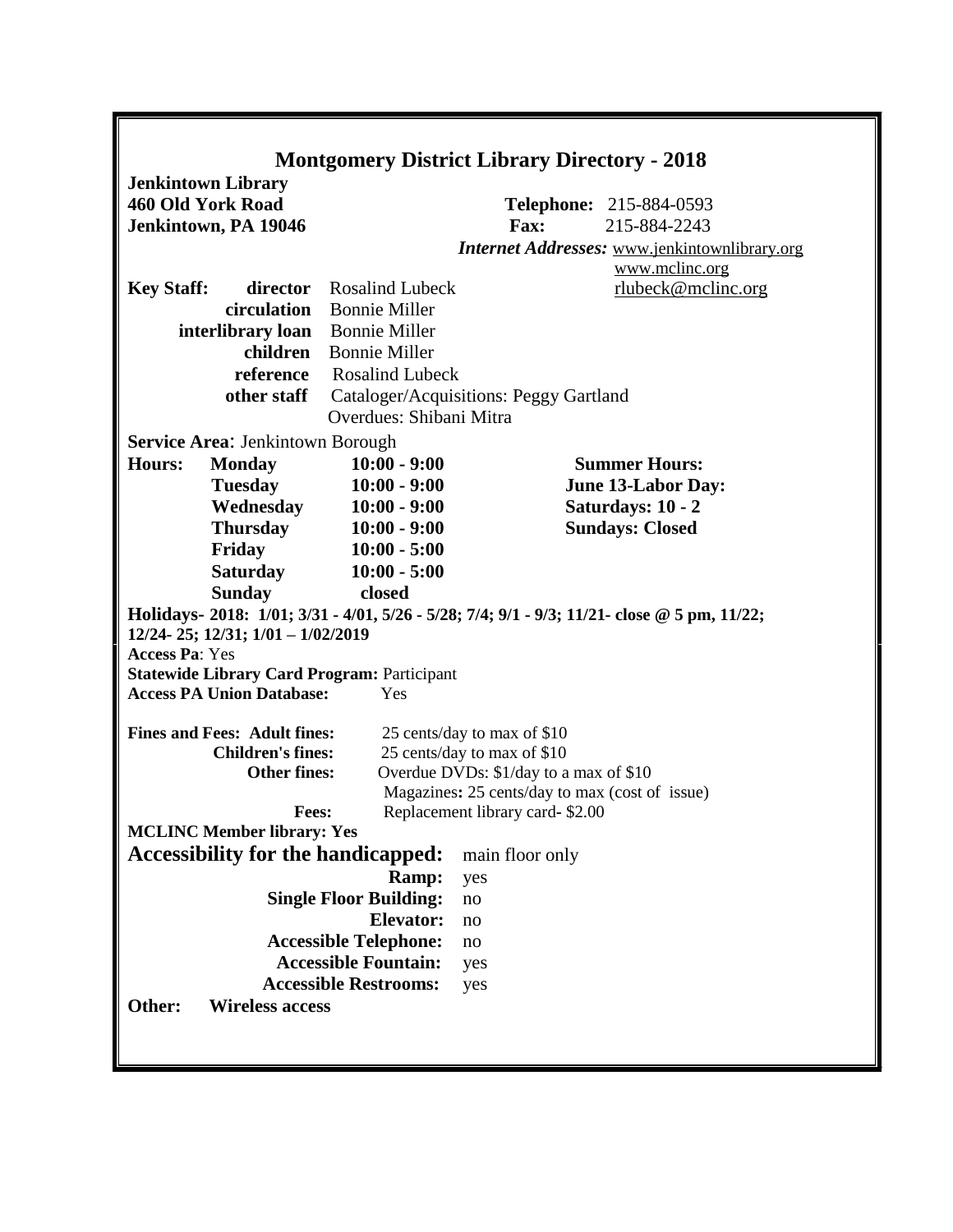# Montgomery District Library Directory - 2018

**Jenkintown Library**
**460 Old York Road**
**Jenkintown, PA 19046**

**Telephone:** 215-884-0593
**Fax:** 215-884-2243
***Internet Addresses:*** www.jenkintownlibrary.org
www.mclinc.org
rlubeck@mclinc.org

**Key Staff:**

| | |
|---|---|
| **director** | Rosalind Lubeck |
| **circulation** | Bonnie Miller |
| **interlibrary loan** | Bonnie Miller |
| **children** | Bonnie Miller |
| **reference** | Rosalind Lubeck |
| **other staff** | Cataloger/Acquisitions: Peggy Gartland<br>Overdues: Shibani Mitra |

**Service Area**: Jenkintown Borough

**Hours:**

| | |
|---|---|
| **Monday** | **10:00 - 9:00** |
| **Tuesday** | **10:00 - 9:00** |
| **Wednesday** | **10:00 - 9:00** |
| **Thursday** | **10:00 - 9:00** |
| **Friday** | **10:00 - 5:00** |
| **Saturday** | **10:00 - 5:00** |
| **Sunday** | **closed** |

**Summer Hours:**
**June 13-Labor Day:**
**Saturdays: 10 - 2**
**Sundays: Closed**

**Holidays- 2018: 1/01; 3/31 - 4/01, 5/26 - 5/28; 7/4; 9/1 - 9/3; 11/21- close @ 5 pm, 11/22; 12/24- 25; 12/31; 1/01 – 1/02/2019**

**Access Pa**: Yes
**Statewide Library Card Program:** Participant
**Access PA Union Database:** Yes

**Fines and Fees: Adult fines:** 25 cents/day to max of $10
**Children's fines:** 25 cents/day to max of $10
**Other fines:** Overdue DVDs: $1/day to a max of $10
Magazines**:** 25 cents/day to max (cost of issue)
**Fees:** Replacement library card- $2.00

**MCLINC Member library: Yes**

**Accessibility for the handicapped:** main floor only

| | |
|---|---|
| **Ramp:** | yes |
| **Single Floor Building:** | no |
| **Elevator:** | no |
| **Accessible Telephone:** | no |
| **Accessible Fountain:** | yes |
| **Accessible Restrooms:** | yes |

**Other: Wireless access**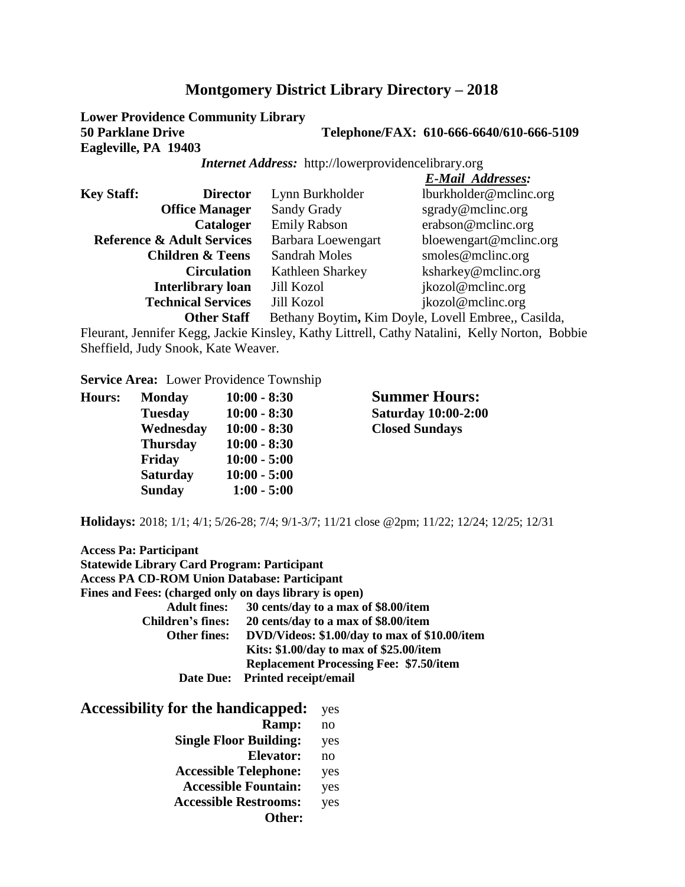# Montgomery District Library Directory – 2018

**Lower Providence Community Library**
**50 Parklane Drive** **Telephone/FAX: 610-666-6640/610-666-5109**
**Eagleville, PA 19403**

***Internet Address:*** http://lowerprovidencelibrary.org

| **Key Staff:** | | | ***E-Mail Addresses:*** |
|---|---|---|---|
| | **Director** | Lynn Burkholder | lburkholder@mclinc.org |
| | **Office Manager** | Sandy Grady | sgrady@mclinc.org |
| | **Cataloger** | Emily Rabson | erabson@mclinc.org |
| | **Reference & Adult Services** | Barbara Loewengart | bloewengart@mclinc.org |
| | **Children & Teens** | Sandrah Moles | smoles@mclinc.org |
| | **Circulation** | Kathleen Sharkey | ksharkey@mclinc.org |
| | **Interlibrary loan** | Jill Kozol | jkozol@mclinc.org |
| | **Technical Services** | Jill Kozol | jkozol@mclinc.org |

**Other Staff** Bethany Boytim**,** Kim Doyle, Lovell Embree,, Casilda, Fleurant, Jennifer Kegg, Jackie Kinsley, Kathy Littrell, Cathy Natalini, Kelly Norton, Bobbie Sheffield, Judy Snook, Kate Weaver.

**Service Area:** Lower Providence Township

| **Hours:** | | |
|---|---|---|
| | **Monday** | **10:00 - 8:30** |
| | **Tuesday** | **10:00 - 8:30** |
| | **Wednesday** | **10:00 - 8:30** |
| | **Thursday** | **10:00 - 8:30** |
| | **Friday** | **10:00 - 5:00** |
| | **Saturday** | **10:00 - 5:00** |
| | **Sunday** | **1:00 - 5:00** |

**Summer Hours:**
**Saturday 10:00-2:00**
**Closed Sundays**

**Holidays:** 2018; 1/1; 4/1; 5/26-28; 7/4; 9/1-3/7; 11/21 close @2pm; 11/22; 12/24; 12/25; 12/31

**Access Pa: Participant**
**Statewide Library Card Program: Participant**
**Access PA CD-ROM Union Database: Participant**
**Fines and Fees: (charged only on days library is open)**

| | |
|---|---|
| **Adult fines:** | **30 cents/day to a max of $8.00/item** |
| **Children's fines:** | **20 cents/day to a max of $8.00/item** |
| **Other fines:** | **DVD/Videos: $1.00/day to max of $10.00/item** |
| | **Kits: $1.00/day to max of $25.00/item** |
| | **Replacement Processing Fee: $7.50/item** |
| **Date Due:** | **Printed receipt/email** |

## Accessibility for the handicapped: yes

| | |
|---|---|
| **Ramp:** | no |
| **Single Floor Building:** | yes |
| **Elevator:** | no |
| **Accessible Telephone:** | yes |
| **Accessible Fountain:** | yes |
| **Accessible Restrooms:** | yes |
| **Other:** | |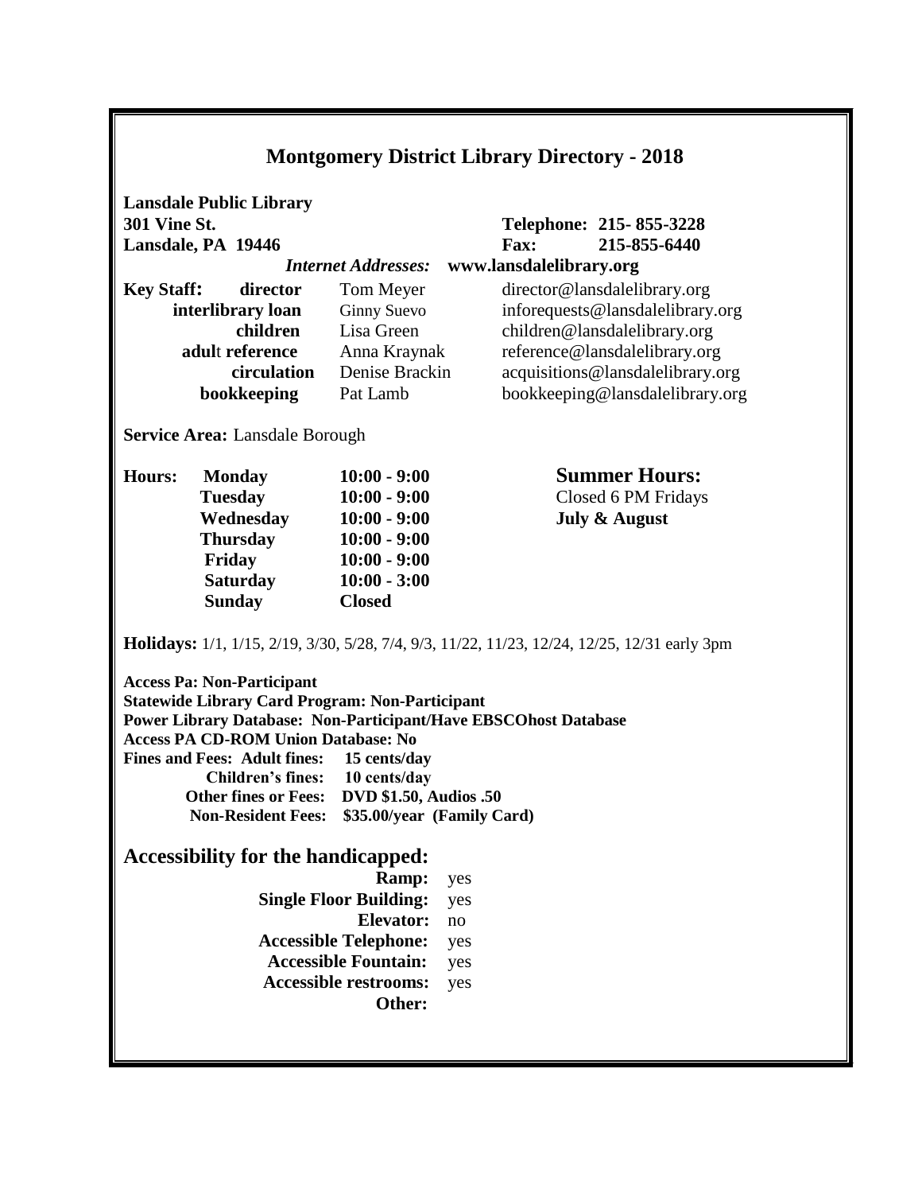# Montgomery District Library Directory - 2018

**Lansdale Public Library**
**301 Vine St.**
**Lansdale, PA 19446**

**Telephone: 215- 855-3228**
**Fax: 215-855-6440**

*Internet Addresses:* **www.lansdalelibrary.org**

| **Key Staff:** | | | |
|---|---|---|---|
| | **director** | Tom Meyer | director@lansdalelibrary.org |
| | **interlibrary loan** | Ginny Suevo | inforequests@lansdalelibrary.org |
| | **children** | Lisa Green | children@lansdalelibrary.org |
| | **adult reference** | Anna Kraynak | reference@lansdalelibrary.org |
| | **circulation** | Denise Brackin | acquisitions@lansdalelibrary.org |
| | **bookkeeping** | Pat Lamb | bookkeeping@lansdalelibrary.org |

**Service Area:** Lansdale Borough

| **Hours:** | | |
|---|---|---|
| | **Monday** | **10:00 - 9:00** |
| | **Tuesday** | **10:00 - 9:00** |
| | **Wednesday** | **10:00 - 9:00** |
| | **Thursday** | **10:00 - 9:00** |
| | **Friday** | **10:00 - 9:00** |
| | **Saturday** | **10:00 - 3:00** |
| | **Sunday** | **Closed** |

**Summer Hours:**
Closed 6 PM Fridays
**July & August**

**Holidays:** 1/1, 1/15, 2/19, 3/30, 5/28, 7/4, 9/3, 11/22, 11/23, 12/24, 12/25, 12/31 early 3pm

**Access Pa: Non-Participant**
**Statewide Library Card Program: Non-Participant**
**Power Library Database: Non-Participant/Have EBSCOhost Database**
**Access PA CD-ROM Union Database: No**
**Fines and Fees: Adult fines: 15 cents/day**
**Children's fines: 10 cents/day**
**Other fines or Fees: DVD $1.50, Audios .50**
**Non-Resident Fees: $35.00/year (Family Card)**

## Accessibility for the handicapped:

| | |
|---|---|
| **Ramp:** | yes |
| **Single Floor Building:** | yes |
| **Elevator:** | no |
| **Accessible Telephone:** | yes |
| **Accessible Fountain:** | yes |
| **Accessible restrooms:** | yes |
| **Other:** | |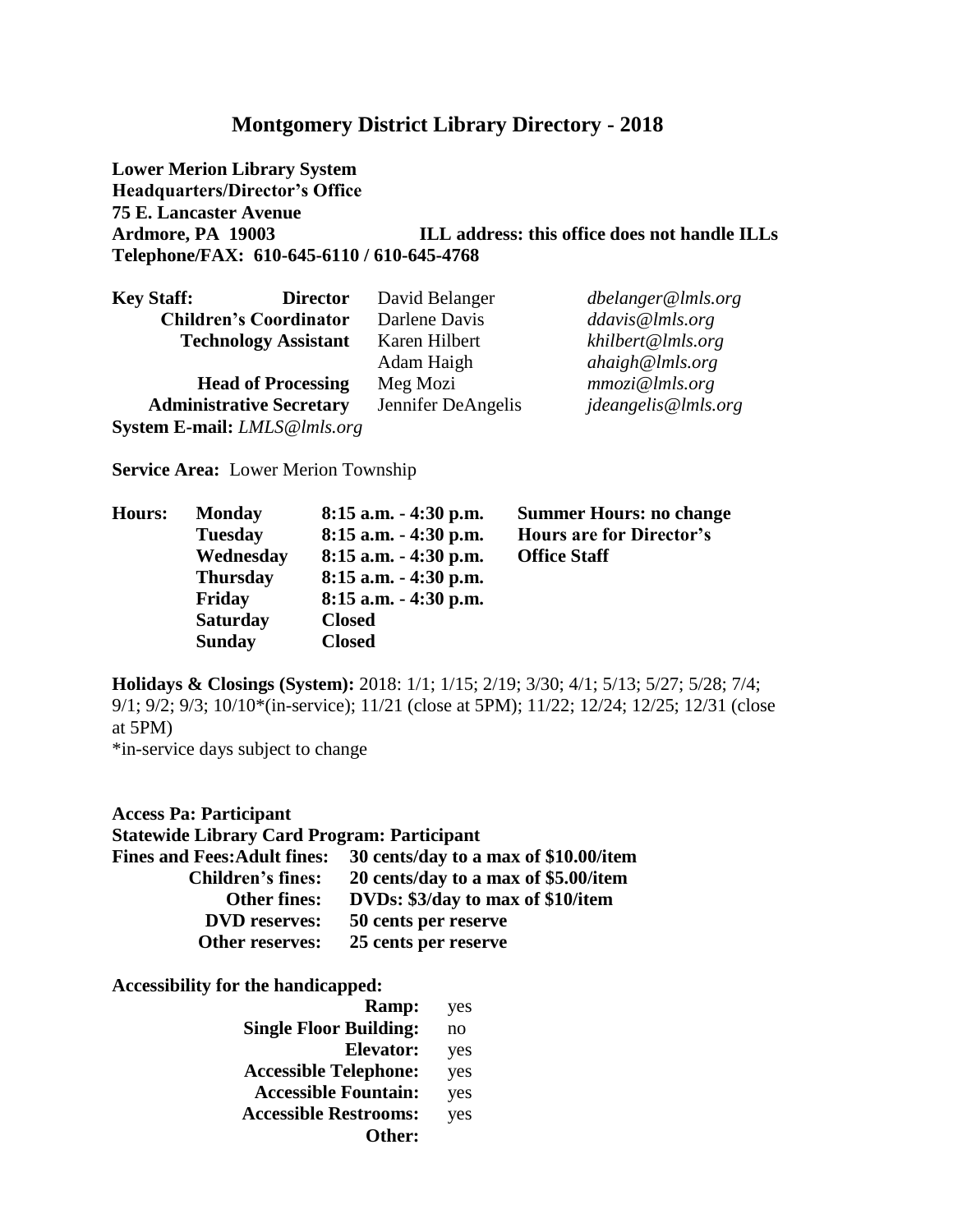## Montgomery District Library Directory - 2018

**Lower Merion Library System**
**Headquarters/Director's Office**
**75 E. Lancaster Avenue**
**Ardmore, PA 19003** **ILL address: this office does not handle ILLs**
**Telephone/FAX: 610-645-6110 / 610-645-4768**

| **Key Staff:** | | |
|---|---|---|
| **Director** | David Belanger | *dbelanger@lmls.org* |
| **Children's Coordinator** | Darlene Davis | *ddavis@lmls.org* |
| **Technology Assistant** | Karen Hilbert | *khilbert@lmls.org* |
| | Adam Haigh | *ahaigh@lmls.org* |
| **Head of Processing** | Meg Mozi | *mmozi@lmls.org* |
| **Administrative Secretary** | Jennifer DeAngelis | *jdeangelis@lmls.org* |

**System E-mail:** *LMLS@lmls.org*

**Service Area:** Lower Merion Township

| **Hours:** | | |
|---|---|---|
| **Monday** | **8:15 a.m. - 4:30 p.m.** | **Summer Hours: no change** |
| **Tuesday** | **8:15 a.m. - 4:30 p.m.** | **Hours are for Director's** |
| **Wednesday** | **8:15 a.m. - 4:30 p.m.** | **Office Staff** |
| **Thursday** | **8:15 a.m. - 4:30 p.m.** | |
| **Friday** | **8:15 a.m. - 4:30 p.m.** | |
| **Saturday** | **Closed** | |
| **Sunday** | **Closed** | |

**Holidays & Closings (System):** 2018: 1/1; 1/15; 2/19; 3/30; 4/1; 5/13; 5/27; 5/28; 7/4; 9/1; 9/2; 9/3; 10/10*(in-service); 11/21 (close at 5PM); 11/22; 12/24; 12/25; 12/31 (close at 5PM)
*in-service days subject to change

**Access Pa: Participant**
**Statewide Library Card Program: Participant**

| **Fines and Fees:** | |
|---|---|
| **Adult fines:** | **30 cents/day to a max of $10.00/item** |
| **Children's fines:** | **20 cents/day to a max of $5.00/item** |
| **Other fines:** | **DVDs: $3/day to max of $10/item** |
| **DVD reserves:** | **50 cents per reserve** |
| **Other reserves:** | **25 cents per reserve** |

**Accessibility for the handicapped:**

| | |
|---|---|
| **Ramp:** | yes |
| **Single Floor Building:** | no |
| **Elevator:** | yes |
| **Accessible Telephone:** | yes |
| **Accessible Fountain:** | yes |
| **Accessible Restrooms:** | yes |
| **Other:** | |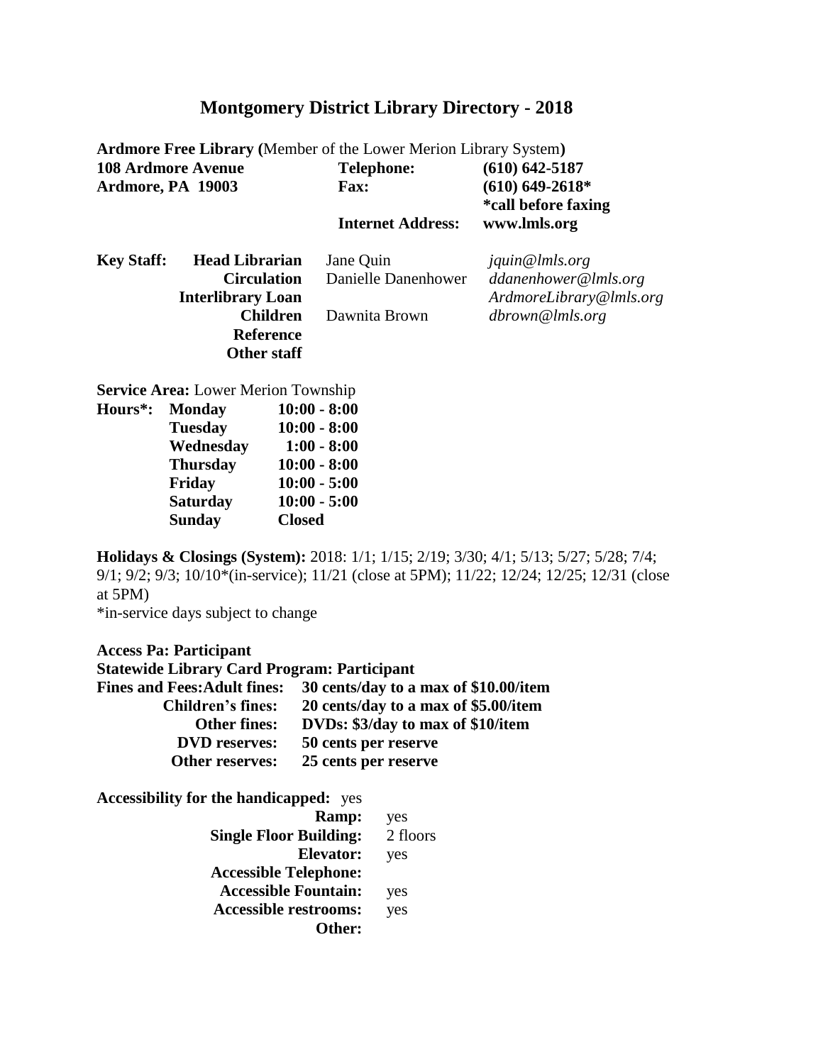# Montgomery District Library Directory - 2018

**Ardmore Free Library (**Member of the Lower Merion Library System**)**

| | | |
|---|---|---|
| **108 Ardmore Avenue** | **Telephone:** | **(610) 642-5187** |
| **Ardmore, PA 19003** | **Fax:** | **(610) 649-2618\*** |
| | | **\*call before faxing** |
| | **Internet Address:** | **www.lmls.org** |

| **Key Staff:** | | | |
|---|---|---|---|
| | **Head Librarian** | Jane Quin | *jquin@lmls.org* |
| | **Circulation** | Danielle Danenhower | *ddanenhower@lmls.org* |
| | **Interlibrary Loan** | | *ArdmoreLibrary@lmls.org* |
| | **Children** | Dawnita Brown | *dbrown@lmls.org* |
| | **Reference** | | |
| | **Other staff** | | |

**Service Area:** Lower Merion Township

| **Hours\*:** | | |
|---|---|---|
| | **Monday** | **10:00 - 8:00** |
| | **Tuesday** | **10:00 - 8:00** |
| | **Wednesday** | **1:00 - 8:00** |
| | **Thursday** | **10:00 - 8:00** |
| | **Friday** | **10:00 - 5:00** |
| | **Saturday** | **10:00 - 5:00** |
| | **Sunday** | **Closed** |

**Holidays & Closings (System):** 2018: 1/1; 1/15; 2/19; 3/30; 4/1; 5/13; 5/27; 5/28; 7/4; 9/1; 9/2; 9/3; 10/10*(in-service); 11/21 (close at 5PM); 11/22; 12/24; 12/25; 12/31 (close at 5PM)
*in-service days subject to change

**Access Pa: Participant**
**Statewide Library Card Program: Participant**

| | |
|---|---|
| **Fines and Fees: Adult fines:** | **30 cents/day to a max of $10.00/item** |
| **Children's fines:** | **20 cents/day to a max of $5.00/item** |
| **Other fines:** | **DVDs: $3/day to max of $10/item** |
| **DVD reserves:** | **50 cents per reserve** |
| **Other reserves:** | **25 cents per reserve** |

**Accessibility for the handicapped:** yes

| | |
|---|---|
| **Ramp:** | yes |
| **Single Floor Building:** | 2 floors |
| **Elevator:** | yes |
| **Accessible Telephone:** | |
| **Accessible Fountain:** | yes |
| **Accessible restrooms:** | yes |
| **Other:** | |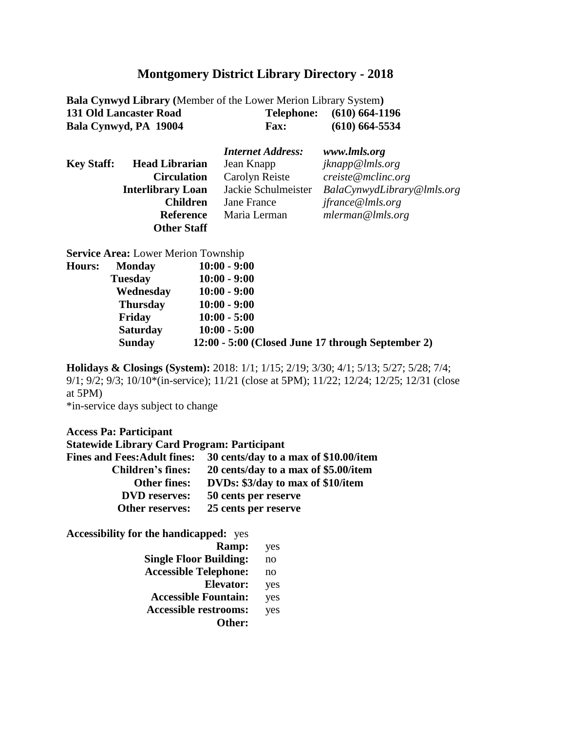# Montgomery District Library Directory - 2018

**Bala Cynwyd Library (**Member of the Lower Merion Library System**)**

| | | | |
|---|---|---|---|
| **131 Old Lancaster Road** | | **Telephone:** | **(610) 664-1196** |
| **Bala Cynwyd, PA 19004** | | **Fax:** | **(610) 664-5534** |

| | | | |
|---|---|---|---|
| | | ***Internet Address:*** | ***www.lmls.org*** |
| **Key Staff:** | **Head Librarian** | Jean Knapp | *jknapp@lmls.org* |
| | **Circulation** | Carolyn Reiste | *creiste@mclinc.org* |
| | **Interlibrary Loan** | Jackie Schulmeister | *BalaCynwydLibrary@lmls.org* |
| | **Children** | Jane France | *jfrance@lmls.org* |
| | **Reference** | Maria Lerman | *mlerman@lmls.org* |
| | **Other Staff** | | |

**Service Area:** Lower Merion Township

| | | |
|---|---|---|
| **Hours:** | **Monday** | **10:00 - 9:00** |
| | **Tuesday** | **10:00 - 9:00** |
| | **Wednesday** | **10:00 - 9:00** |
| | **Thursday** | **10:00 - 9:00** |
| | **Friday** | **10:00 - 5:00** |
| | **Saturday** | **10:00 - 5:00** |
| | **Sunday** | **12:00 - 5:00 (Closed June 17 through September 2)** |

**Holidays & Closings (System):** 2018: 1/1; 1/15; 2/19; 3/30; 4/1; 5/13; 5/27; 5/28; 7/4; 9/1; 9/2; 9/3; 10/10*(in-service); 11/21 (close at 5PM); 11/22; 12/24; 12/25; 12/31 (close at 5PM)

*in-service days subject to change

**Access Pa: Participant**

**Statewide Library Card Program: Participant**

| | |
|---|---|
| **Fines and Fees: Adult fines:** | **30 cents/day to a max of $10.00/item** |
| **Children's fines:** | **20 cents/day to a max of $5.00/item** |
| **Other fines:** | **DVDs: $3/day to max of $10/item** |
| **DVD reserves:** | **50 cents per reserve** |
| **Other reserves:** | **25 cents per reserve** |

**Accessibility for the handicapped:** yes

| | |
|---|---|
| **Ramp:** | yes |
| **Single Floor Building:** | no |
| **Accessible Telephone:** | no |
| **Elevator:** | yes |
| **Accessible Fountain:** | yes |
| **Accessible restrooms:** | yes |
| **Other:** | |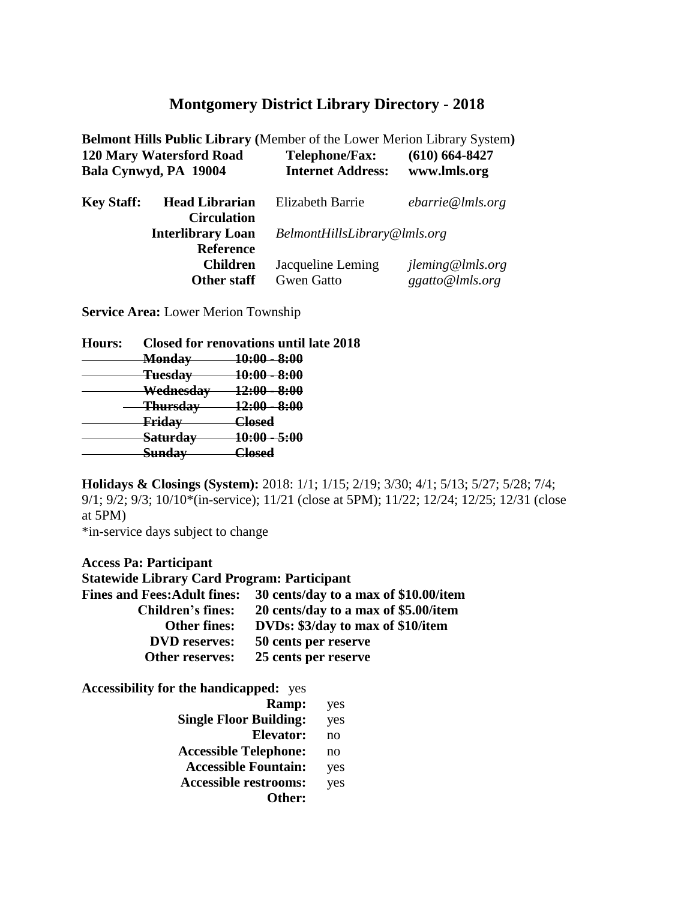# Montgomery District Library Directory - 2018

**Belmont Hills Public Library (**Member of the Lower Merion Library System**)**

| | | |
|---|---|---|
| **120 Mary Watersford Road** | **Telephone/Fax:** | **(610) 664-8427** |
| **Bala Cynwyd, PA 19004** | **Internet Address:** | **www.lmls.org** |

| **Key Staff:** | | | |
|---|---|---|---|
| | **Head Librarian** | Elizabeth Barrie | *ebarrie@lmls.org* |
| | **Circulation** | | |
| | **Interlibrary Loan** | *BelmontHillsLibrary@lmls.org* | |
| | **Reference** | | |
| | **Children** | Jacqueline Leming | *jleming@lmls.org* |
| | **Other staff** | Gwen Gatto | *ggatto@lmls.org* |

**Service Area:** Lower Merion Township

**Hours:** **Closed for renovations until late 2018**

| | |
|---|---|
| ~~**Monday**~~ | ~~**10:00 - 8:00**~~ |
| ~~**Tuesday**~~ | ~~**10:00 - 8:00**~~ |
| ~~**Wednesday**~~ | ~~**12:00 - 8:00**~~ |
| ~~**Thursday**~~ | ~~**12:00 - 8:00**~~ |
| ~~**Friday**~~ | ~~**Closed**~~ |
| ~~**Saturday**~~ | ~~**10:00 - 5:00**~~ |
| ~~**Sunday**~~ | ~~**Closed**~~ |

**Holidays & Closings (System):** 2018: 1/1; 1/15; 2/19; 3/30; 4/1; 5/13; 5/27; 5/28; 7/4; 9/1; 9/2; 9/3; 10/10*(in-service); 11/21 (close at 5PM); 11/22; 12/24; 12/25; 12/31 (close at 5PM)
*in-service days subject to change

**Access Pa: Participant**
**Statewide Library Card Program: Participant**

| | |
|---|---|
| **Fines and Fees:Adult fines:** | **30 cents/day to a max of $10.00/item** |
| **Children's fines:** | **20 cents/day to a max of $5.00/item** |
| **Other fines:** | **DVDs: $3/day to max of $10/item** |
| **DVD reserves:** | **50 cents per reserve** |
| **Other reserves:** | **25 cents per reserve** |

**Accessibility for the handicapped:** yes

| | |
|---|---|
| **Ramp:** | yes |
| **Single Floor Building:** | yes |
| **Elevator:** | no |
| **Accessible Telephone:** | no |
| **Accessible Fountain:** | yes |
| **Accessible restrooms:** | yes |
| **Other:** | |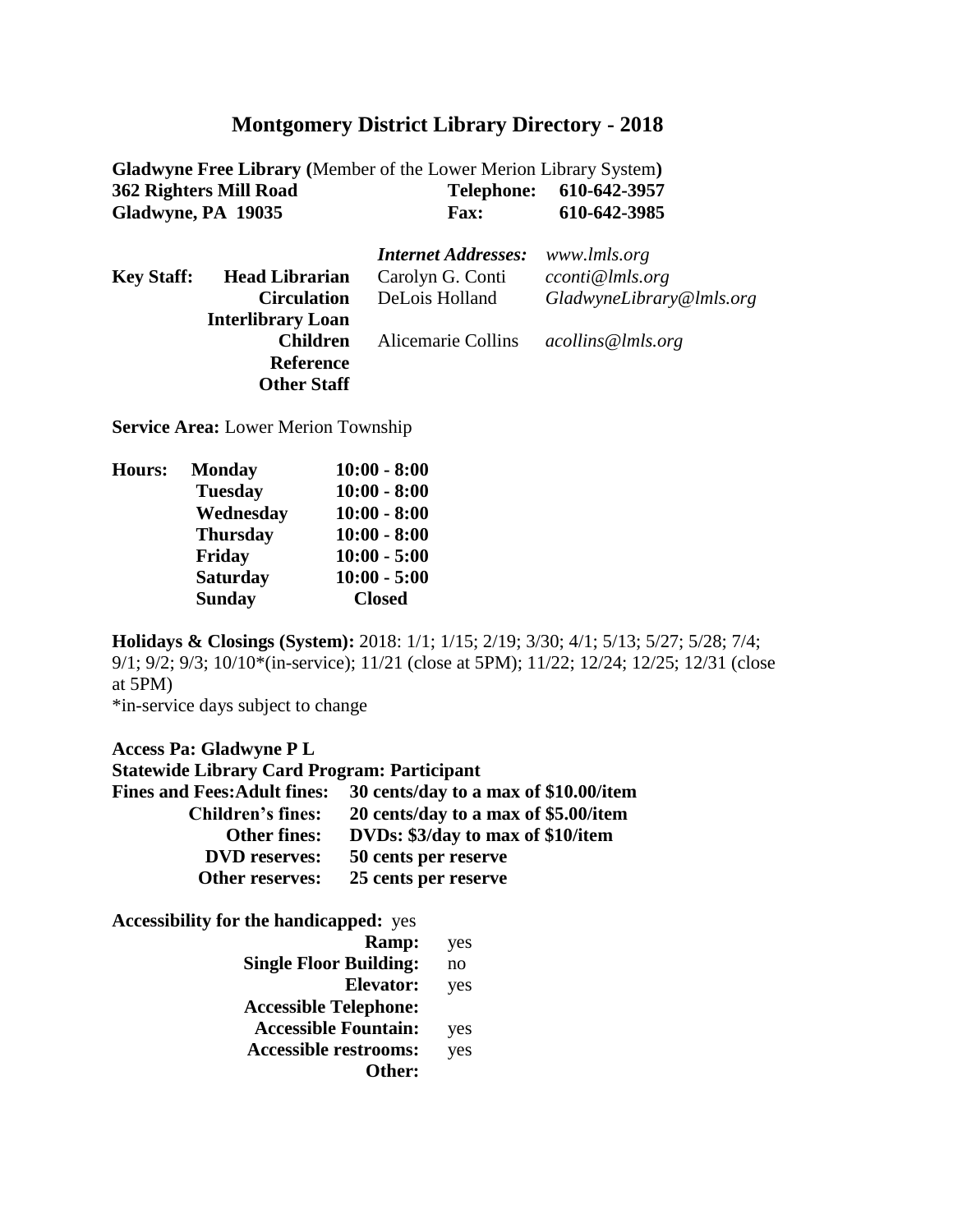# Montgomery District Library Directory - 2018

**Gladwyne Free Library (**Member of the Lower Merion Library System**)**
**362 Righters Mill Road** — **Telephone: 610-642-3957**
**Gladwyne, PA 19035** — **Fax: 610-642-3985**

***Internet Addresses:*** *www.lmls.org*

| **Key Staff:** | | | |
|---|---|---|---|
| | **Head Librarian** | Carolyn G. Conti | *cconti@lmls.org* |
| | **Circulation** | DeLois Holland | *GladwyneLibrary@lmls.org* |
| | **Interlibrary Loan** | | |
| | **Children** | Alicemarie Collins | *acollins@lmls.org* |
| | **Reference** | | |
| | **Other Staff** | | |

**Service Area:** Lower Merion Township

| **Hours:** | | |
|---|---|---|
| | **Monday** | **10:00 - 8:00** |
| | **Tuesday** | **10:00 - 8:00** |
| | **Wednesday** | **10:00 - 8:00** |
| | **Thursday** | **10:00 - 8:00** |
| | **Friday** | **10:00 - 5:00** |
| | **Saturday** | **10:00 - 5:00** |
| | **Sunday** | **Closed** |

**Holidays & Closings (System):** 2018: 1/1; 1/15; 2/19; 3/30; 4/1; 5/13; 5/27; 5/28; 7/4; 9/1; 9/2; 9/3; 10/10*(in-service); 11/21 (close at 5PM); 11/22; 12/24; 12/25; 12/31 (close at 5PM)
*in-service days subject to change

**Access Pa: Gladwyne P L**
**Statewide Library Card Program: Participant**

| **Fines and Fees:** | |
|---|---|
| **Adult fines:** | **30 cents/day to a max of $10.00/item** |
| **Children's fines:** | **20 cents/day to a max of $5.00/item** |
| **Other fines:** | **DVDs: $3/day to max of $10/item** |
| **DVD reserves:** | **50 cents per reserve** |
| **Other reserves:** | **25 cents per reserve** |

**Accessibility for the handicapped:** yes

| | |
|---|---|
| **Ramp:** | yes |
| **Single Floor Building:** | no |
| **Elevator:** | yes |
| **Accessible Telephone:** | |
| **Accessible Fountain:** | yes |
| **Accessible restrooms:** | yes |
| **Other:** | |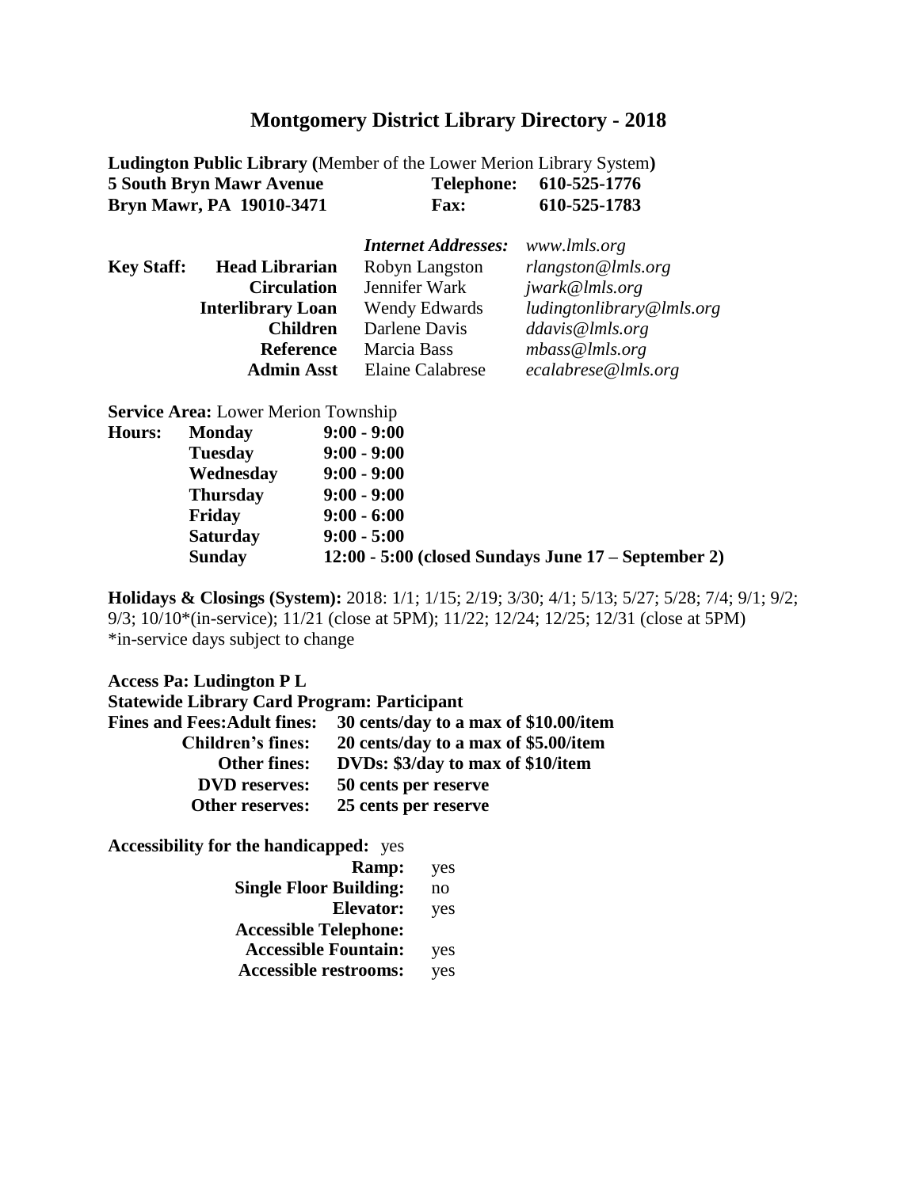# Montgomery District Library Directory - 2018

**Ludington Public Library (**Member of the Lower Merion Library System**)**

**5 South Bryn Mawr Avenue** — **Telephone:** **610-525-1776**
**Bryn Mawr, PA 19010-3471** — **Fax:** **610-525-1783**

| | | ***Internet Addresses:*** | *www.lmls.org* |
|---|---|---|---|
| **Key Staff:** | **Head Librarian** | Robyn Langston | *rlangston@lmls.org* |
| | **Circulation** | Jennifer Wark | *jwark@lmls.org* |
| | **Interlibrary Loan** | Wendy Edwards | *ludingtonlibrary@lmls.org* |
| | **Children** | Darlene Davis | *ddavis@lmls.org* |
| | **Reference** | Marcia Bass | *mbass@lmls.org* |
| | **Admin Asst** | Elaine Calabrese | *ecalabrese@lmls.org* |

**Service Area:** Lower Merion Township

| **Hours:** | | |
|---|---|---|
| | **Monday** | **9:00 - 9:00** |
| | **Tuesday** | **9:00 - 9:00** |
| | **Wednesday** | **9:00 - 9:00** |
| | **Thursday** | **9:00 - 9:00** |
| | **Friday** | **9:00 - 6:00** |
| | **Saturday** | **9:00 - 5:00** |
| | **Sunday** | **12:00 - 5:00 (closed Sundays June 17 – September 2)** |

**Holidays & Closings (System):** 2018: 1/1; 1/15; 2/19; 3/30; 4/1; 5/13; 5/27; 5/28; 7/4; 9/1; 9/2; 9/3; 10/10*(in-service); 11/21 (close at 5PM); 11/22; 12/24; 12/25; 12/31 (close at 5PM)
*in-service days subject to change

**Access Pa: Ludington P L**
**Statewide Library Card Program: Participant**

| **Fines and Fees: Adult fines:** | **30 cents/day to a max of $10.00/item** |
|---|---|
| **Children's fines:** | **20 cents/day to a max of $5.00/item** |
| **Other fines:** | **DVDs: $3/day to max of $10/item** |
| **DVD reserves:** | **50 cents per reserve** |
| **Other reserves:** | **25 cents per reserve** |

**Accessibility for the handicapped:** yes

| | |
|---|---|
| **Ramp:** | yes |
| **Single Floor Building:** | no |
| **Elevator:** | yes |
| **Accessible Telephone:** | |
| **Accessible Fountain:** | yes |
| **Accessible restrooms:** | yes |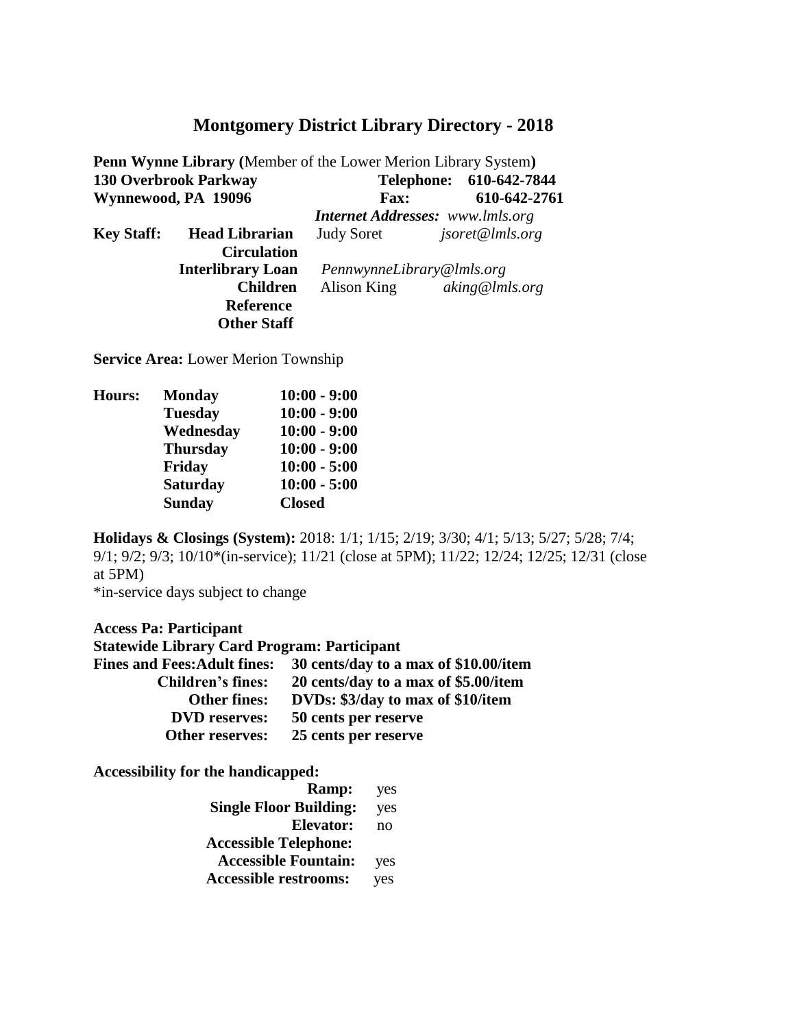# Montgomery District Library Directory - 2018

**Penn Wynne Library (**Member of the Lower Merion Library System**)**

**130 Overbrook Parkway**
**Wynnewood, PA 19096**

**Telephone: 610-642-7844**
**Fax: 610-642-2761**
***Internet Addresses:*** *www.lmls.org*

| **Key Staff:** | | | |
|---|---|---|---|
| | **Head Librarian** | Judy Soret | *jsoret@lmls.org* |
| | **Circulation** | | |
| | **Interlibrary Loan** | *PennwynneLibrary@lmls.org* | |
| | **Children** | Alison King | *aking@lmls.org* |
| | **Reference** | | |
| | **Other Staff** | | |

**Service Area:** Lower Merion Township

| **Hours:** | | |
|---|---|---|
| | **Monday** | **10:00 - 9:00** |
| | **Tuesday** | **10:00 - 9:00** |
| | **Wednesday** | **10:00 - 9:00** |
| | **Thursday** | **10:00 - 9:00** |
| | **Friday** | **10:00 - 5:00** |
| | **Saturday** | **10:00 - 5:00** |
| | **Sunday** | **Closed** |

**Holidays & Closings (System):** 2018: 1/1; 1/15; 2/19; 3/30; 4/1; 5/13; 5/27; 5/28; 7/4; 9/1; 9/2; 9/3; 10/10*(in-service); 11/21 (close at 5PM); 11/22; 12/24; 12/25; 12/31 (close at 5PM)
*in-service days subject to change

**Access Pa: Participant**
**Statewide Library Card Program: Participant**

| **Fines and Fees:** | |
|---|---|
| **Adult fines:** | **30 cents/day to a max of $10.00/item** |
| **Children's fines:** | **20 cents/day to a max of $5.00/item** |
| **Other fines:** | **DVDs: $3/day to max of $10/item** |
| **DVD reserves:** | **50 cents per reserve** |
| **Other reserves:** | **25 cents per reserve** |

**Accessibility for the handicapped:**

| | |
|---|---|
| **Ramp:** | yes |
| **Single Floor Building:** | yes |
| **Elevator:** | no |
| **Accessible Telephone:** | |
| **Accessible Fountain:** | yes |
| **Accessible restrooms:** | yes |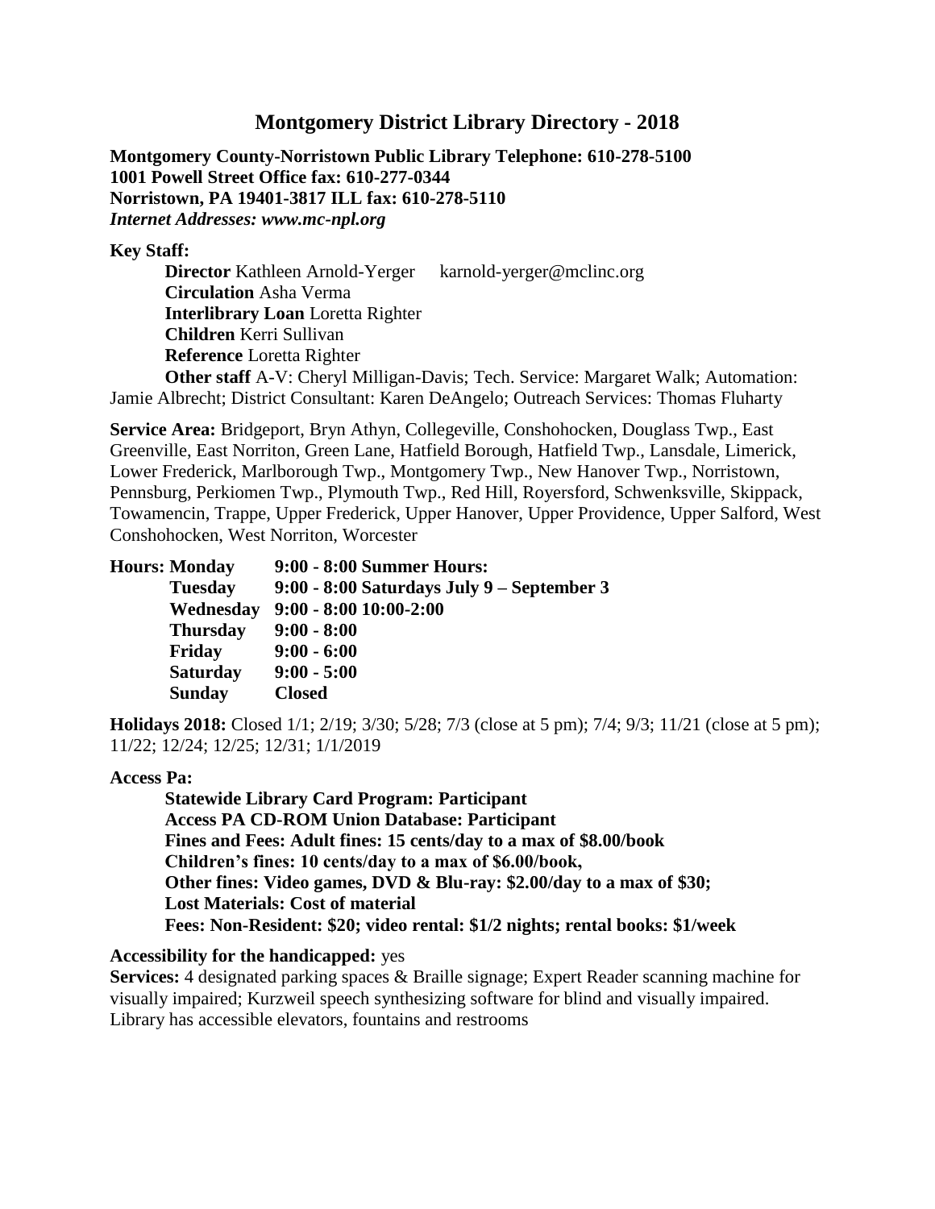# Montgomery District Library Directory - 2018

**Montgomery County-Norristown Public Library Telephone: 610-278-5100**
**1001 Powell Street Office fax: 610-277-0344**
**Norristown, PA 19401-3817 ILL fax: 610-278-5110**
***Internet Addresses: www.mc-npl.org***

**Key Staff:**

**Director** Kathleen Arnold-Yerger karnold-yerger@mclinc.org
**Circulation** Asha Verma
**Interlibrary Loan** Loretta Righter
**Children** Kerri Sullivan
**Reference** Loretta Righter
**Other staff** A-V: Cheryl Milligan-Davis; Tech. Service: Margaret Walk; Automation: Jamie Albrecht; District Consultant: Karen DeAngelo; Outreach Services: Thomas Fluharty

**Service Area:** Bridgeport, Bryn Athyn, Collegeville, Conshohocken, Douglass Twp., East Greenville, East Norriton, Green Lane, Hatfield Borough, Hatfield Twp., Lansdale, Limerick, Lower Frederick, Marlborough Twp., Montgomery Twp., New Hanover Twp., Norristown, Pennsburg, Perkiomen Twp., Plymouth Twp., Red Hill, Royersford, Schwenksville, Skippack, Towamencin, Trappe, Upper Frederick, Upper Hanover, Upper Providence, Upper Salford, West Conshohocken, West Norriton, Worcester

**Hours:**

| | | |
|---|---|---|
| **Monday** | **9:00 - 8:00** | **Summer Hours:** |
| **Tuesday** | **9:00 - 8:00** | **Saturdays July 9 – September 3** |
| **Wednesday** | **9:00 - 8:00** | **10:00-2:00** |
| **Thursday** | **9:00 - 8:00** | |
| **Friday** | **9:00 - 6:00** | |
| **Saturday** | **9:00 - 5:00** | |
| **Sunday** | **Closed** | |

**Holidays 2018:** Closed 1/1; 2/19; 3/30; 5/28; 7/3 (close at 5 pm); 7/4; 9/3; 11/21 (close at 5 pm); 11/22; 12/24; 12/25; 12/31; 1/1/2019

**Access Pa:**

**Statewide Library Card Program: Participant**
**Access PA CD-ROM Union Database: Participant**
**Fines and Fees: Adult fines: 15 cents/day to a max of $8.00/book**
**Children's fines: 10 cents/day to a max of $6.00/book,**
**Other fines: Video games, DVD & Blu-ray: $2.00/day to a max of $30;**
**Lost Materials: Cost of material**
**Fees: Non-Resident: $20; video rental: $1/2 nights; rental books: $1/week**

**Accessibility for the handicapped:** yes
**Services:** 4 designated parking spaces & Braille signage; Expert Reader scanning machine for visually impaired; Kurzweil speech synthesizing software for blind and visually impaired. Library has accessible elevators, fountains and restrooms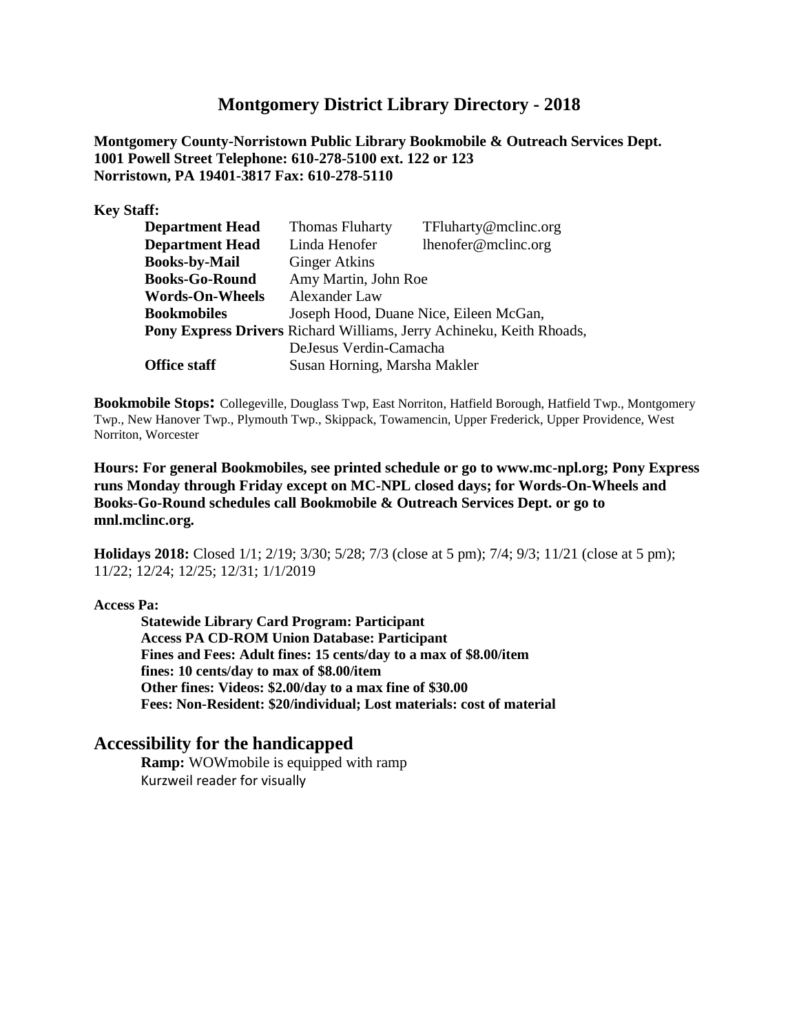# Montgomery District Library Directory - 2018

**Montgomery County-Norristown Public Library Bookmobile & Outreach Services Dept.**
**1001 Powell Street Telephone: 610-278-5100 ext. 122 or 123**
**Norristown, PA 19401-3817 Fax: 610-278-5110**

**Key Staff:**

| | | |
|---|---|---|
| **Department Head** | Thomas Fluharty | TFluharty@mclinc.org |
| **Department Head** | Linda Henofer | lhenofer@mclinc.org |
| **Books-by-Mail** | Ginger Atkins | |
| **Books-Go-Round** | Amy Martin, John Roe | |
| **Words-On-Wheels** | Alexander Law | |
| **Bookmobiles** | Joseph Hood, Duane Nice, Eileen McGan, | |
| **Pony Express Drivers** | Richard Williams, Jerry Achineku, Keith Rhoads, DeJesus Verdin-Camacha | |
| **Office staff** | Susan Horning, Marsha Makler | |

**Bookmobile Stops:** Collegeville, Douglass Twp, East Norriton, Hatfield Borough, Hatfield Twp., Montgomery Twp., New Hanover Twp., Plymouth Twp., Skippack, Towamencin, Upper Frederick, Upper Providence, West Norriton, Worcester

**Hours: For general Bookmobiles, see printed schedule or go to www.mc-npl.org; Pony Express runs Monday through Friday except on MC-NPL closed days; for Words-On-Wheels and Books-Go-Round schedules call Bookmobile & Outreach Services Dept. or go to mnl.mclinc.org.**

**Holidays 2018:** Closed 1/1; 2/19; 3/30; 5/28; 7/3 (close at 5 pm); 7/4; 9/3; 11/21 (close at 5 pm); 11/22; 12/24; 12/25; 12/31; 1/1/2019

**Access Pa:**

**Statewide Library Card Program: Participant**
**Access PA CD-ROM Union Database: Participant**
**Fines and Fees: Adult fines: 15 cents/day to a max of $8.00/item**
**fines: 10 cents/day to max of $8.00/item**
**Other fines: Videos: $2.00/day to a max fine of $30.00**
**Fees: Non-Resident: $20/individual; Lost materials: cost of material**

## Accessibility for the handicapped

**Ramp:** WOWmobile is equipped with ramp
Kurzweil reader for visually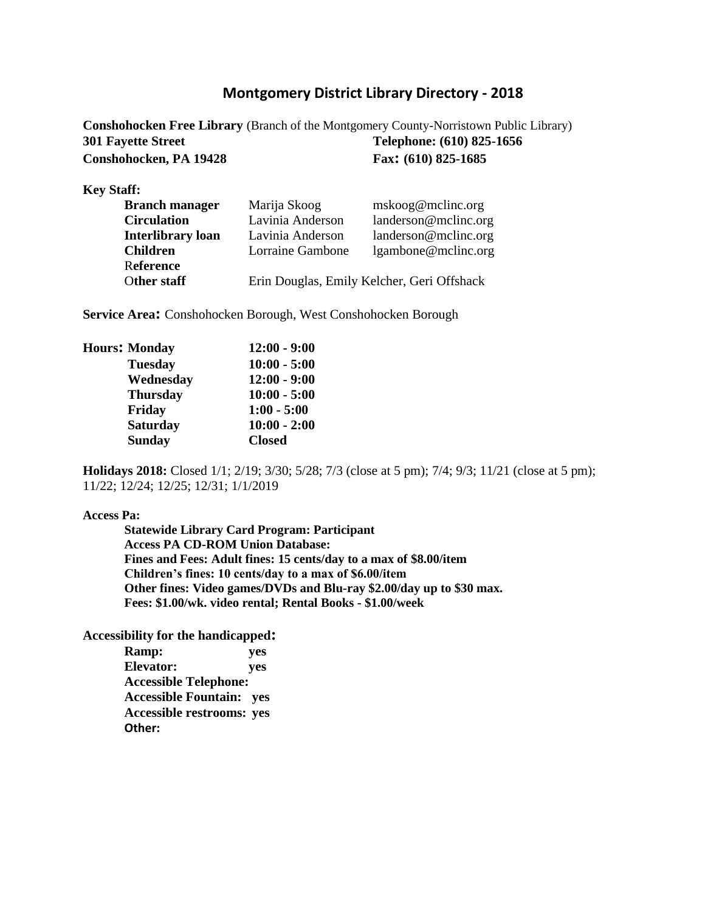# Montgomery District Library Directory - 2018

**Conshohocken Free Library** (Branch of the Montgomery County-Norristown Public Library)

**301 Fayette Street**
**Conshohocken, PA 19428**

**Telephone: (610) 825-1656**
**Fax: (610) 825-1685**

**Key Staff:**

| | | |
|---|---|---|
| **Branch manager** | Marija Skoog | mskoog@mclinc.org |
| **Circulation** | Lavinia Anderson | landerson@mclinc.org |
| **Interlibrary loan** | Lavinia Anderson | landerson@mclinc.org |
| **Children** | Lorraine Gambone | lgambone@mclinc.org |
| **Reference** | | |
| **Other staff** | Erin Douglas, Emily Kelcher, Geri Offshack | |

**Service Area:** Conshohocken Borough, West Conshohocken Borough

**Hours:**

| | |
|---|---|
| **Monday** | **12:00 - 9:00** |
| **Tuesday** | **10:00 - 5:00** |
| **Wednesday** | **12:00 - 9:00** |
| **Thursday** | **10:00 - 5:00** |
| **Friday** | **1:00 - 5:00** |
| **Saturday** | **10:00 - 2:00** |
| **Sunday** | **Closed** |

**Holidays 2018:** Closed 1/1; 2/19; 3/30; 5/28; 7/3 (close at 5 pm); 7/4; 9/3; 11/21 (close at 5 pm); 11/22; 12/24; 12/25; 12/31; 1/1/2019

**Access Pa:**

**Statewide Library Card Program: Participant**
**Access PA CD-ROM Union Database:**
**Fines and Fees: Adult fines: 15 cents/day to a max of $8.00/item**
**Children's fines: 10 cents/day to a max of $6.00/item**
**Other fines: Video games/DVDs and Blu-ray $2.00/day up to $30 max.**
**Fees: $1.00/wk. video rental; Rental Books - $1.00/week**

**Accessibility for the handicapped:**

**Ramp:** yes
**Elevator:** yes
**Accessible Telephone:**
**Accessible Fountain:** yes
**Accessible restrooms:** yes
**Other:**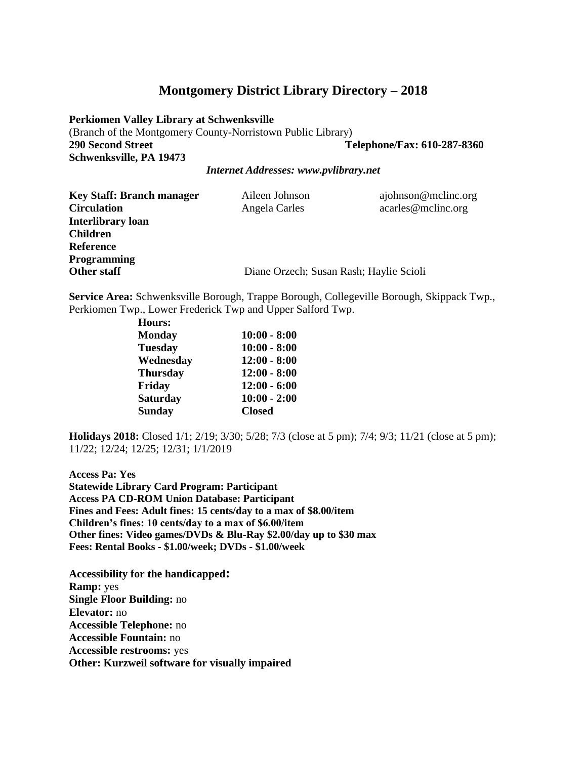# Montgomery District Library Directory – 2018

**Perkiomen Valley Library at Schwenksville**
(Branch of the Montgomery County-Norristown Public Library)
**290 Second Street** **Telephone/Fax: 610-287-8360**
**Schwenksville, PA 19473**

***Internet Addresses: www.pvlibrary.net***

| | | |
|---|---|---|
| **Key Staff: Branch manager** | Aileen Johnson | ajohnson@mclinc.org |
| **Circulation** | Angela Carles | acarles@mclinc.org |
| **Interlibrary loan** | | |
| **Children** | | |
| **Reference** | | |
| **Programming** | | |
| **Other staff** | Diane Orzech; Susan Rash; Haylie Scioli | |

**Service Area:** Schwenksville Borough, Trappe Borough, Collegeville Borough, Skippack Twp., Perkiomen Twp., Lower Frederick Twp and Upper Salford Twp.

| **Hours:** | |
|---|---|
| **Monday** | **10:00 - 8:00** |
| **Tuesday** | **10:00 - 8:00** |
| **Wednesday** | **12:00 - 8:00** |
| **Thursday** | **12:00 - 8:00** |
| **Friday** | **12:00 - 6:00** |
| **Saturday** | **10:00 - 2:00** |
| **Sunday** | **Closed** |

**Holidays 2018:** Closed 1/1; 2/19; 3/30; 5/28; 7/3 (close at 5 pm); 7/4; 9/3; 11/21 (close at 5 pm); 11/22; 12/24; 12/25; 12/31; 1/1/2019

**Access Pa: Yes**
**Statewide Library Card Program: Participant**
**Access PA CD-ROM Union Database: Participant**
**Fines and Fees: Adult fines: 15 cents/day to a max of $8.00/item**
**Children's fines: 10 cents/day to a max of $6.00/item**
**Other fines: Video games/DVDs & Blu-Ray $2.00/day up to $30 max**
**Fees: Rental Books - $1.00/week; DVDs - $1.00/week**

**Accessibility for the handicapped:**
**Ramp:** yes
**Single Floor Building:** no
**Elevator:** no
**Accessible Telephone:** no
**Accessible Fountain:** no
**Accessible restrooms:** yes
**Other: Kurzweil software for visually impaired**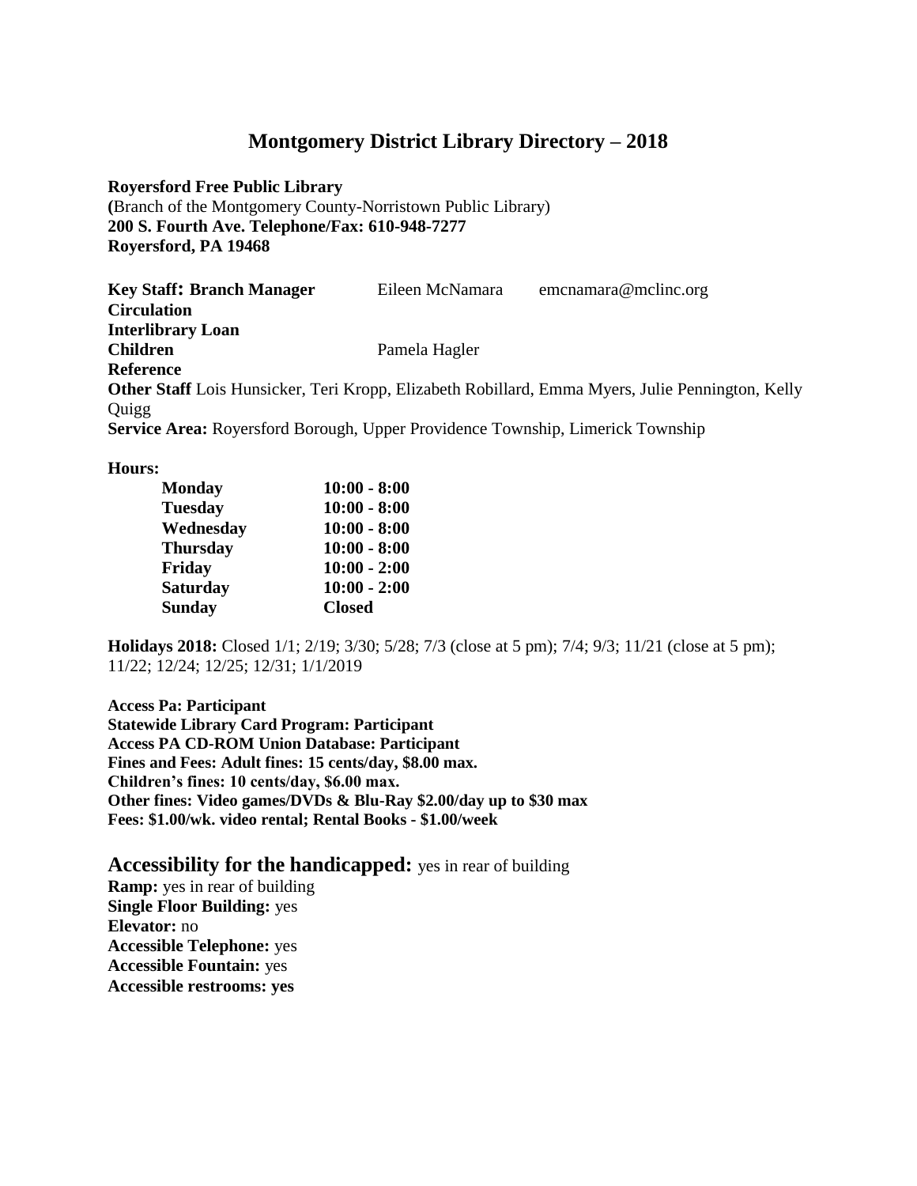# Montgomery District Library Directory – 2018

**Royersford Free Public Library**
**(**Branch of the Montgomery County-Norristown Public Library)
**200 S. Fourth Ave. Telephone/Fax: 610-948-7277**
**Royersford, PA 19468**

| **Key Staff: Branch Manager** | Eileen McNamara | emcnamara@mclinc.org |
|---|---|---|
| **Circulation** | | |
| **Interlibrary Loan** | | |
| **Children** | Pamela Hagler | |
| **Reference** | | |

**Other Staff** Lois Hunsicker, Teri Kropp, Elizabeth Robillard, Emma Myers, Julie Pennington, Kelly Quigg
**Service Area:** Royersford Borough, Upper Providence Township, Limerick Township

**Hours:**

| | |
|---|---|
| **Monday** | **10:00 - 8:00** |
| **Tuesday** | **10:00 - 8:00** |
| **Wednesday** | **10:00 - 8:00** |
| **Thursday** | **10:00 - 8:00** |
| **Friday** | **10:00 - 2:00** |
| **Saturday** | **10:00 - 2:00** |
| **Sunday** | **Closed** |

**Holidays 2018:** Closed 1/1; 2/19; 3/30; 5/28; 7/3 (close at 5 pm); 7/4; 9/3; 11/21 (close at 5 pm); 11/22; 12/24; 12/25; 12/31; 1/1/2019

**Access Pa: Participant**
**Statewide Library Card Program: Participant**
**Access PA CD-ROM Union Database: Participant**
**Fines and Fees: Adult fines: 15 cents/day, $8.00 max.**
**Children's fines: 10 cents/day, $6.00 max.**
**Other fines: Video games/DVDs & Blu-Ray $2.00/day up to $30 max**
**Fees: $1.00/wk. video rental; Rental Books - $1.00/week**

**Accessibility for the handicapped:** yes in rear of building
**Ramp:** yes in rear of building
**Single Floor Building:** yes
**Elevator:** no
**Accessible Telephone:** yes
**Accessible Fountain:** yes
**Accessible restrooms: yes**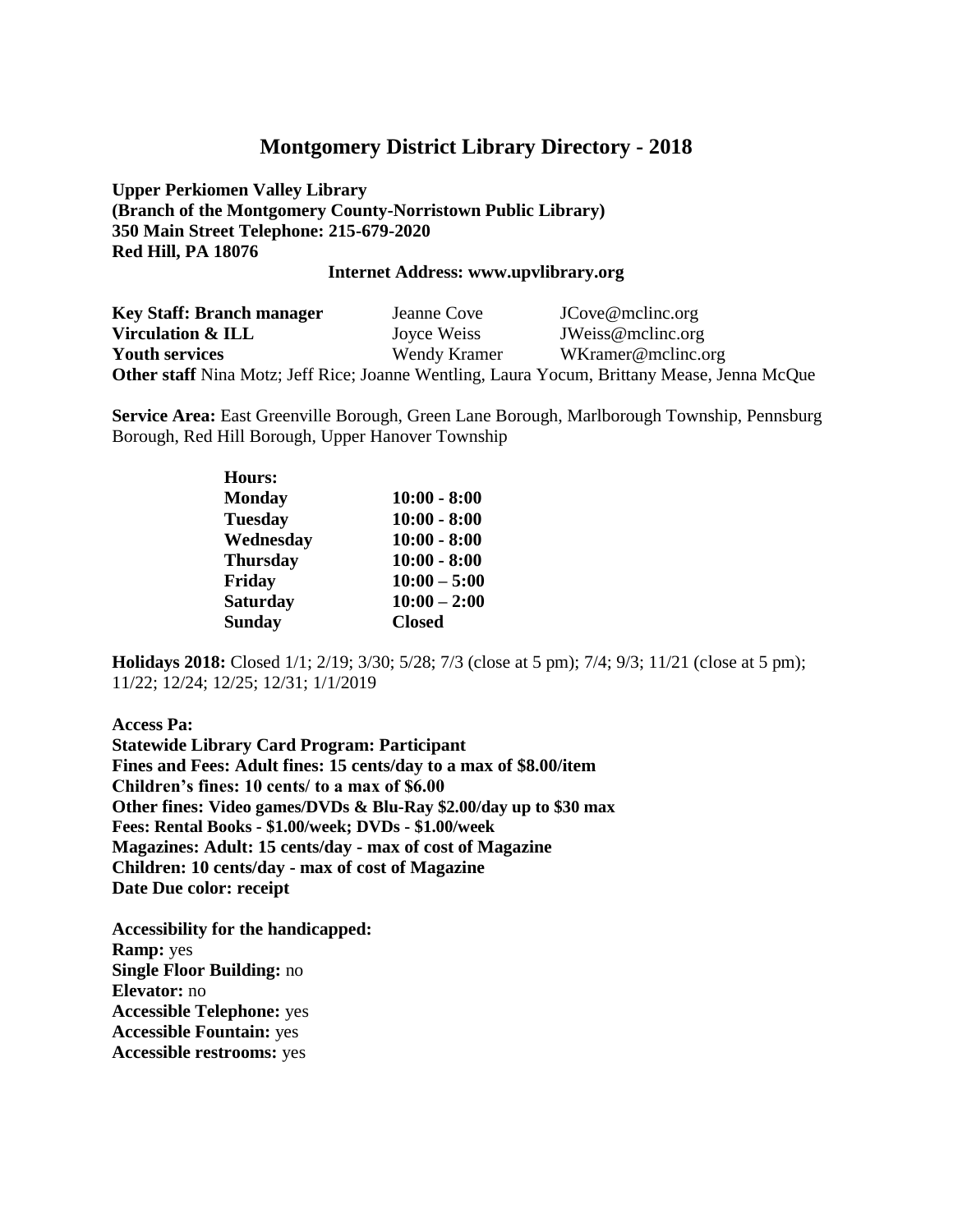# Montgomery District Library Directory - 2018

**Upper Perkiomen Valley Library**
**(Branch of the Montgomery County-Norristown Public Library)**
**350 Main Street Telephone: 215-679-2020**
**Red Hill, PA 18076**

**Internet Address: www.upvlibrary.org**

| | | |
|---|---|---|
| **Key Staff: Branch manager** | Jeanne Cove | JCove@mclinc.org |
| **Virculation & ILL** | Joyce Weiss | JWeiss@mclinc.org |
| **Youth services** | Wendy Kramer | WKramer@mclinc.org |

**Other staff** Nina Motz; Jeff Rice; Joanne Wentling, Laura Yocum, Brittany Mease, Jenna McQue

**Service Area:** East Greenville Borough, Green Lane Borough, Marlborough Township, Pennsburg Borough, Red Hill Borough, Upper Hanover Township

| **Hours:** | |
|---|---|
| **Monday** | **10:00 - 8:00** |
| **Tuesday** | **10:00 - 8:00** |
| **Wednesday** | **10:00 - 8:00** |
| **Thursday** | **10:00 - 8:00** |
| **Friday** | **10:00 – 5:00** |
| **Saturday** | **10:00 – 2:00** |
| **Sunday** | **Closed** |

**Holidays 2018:** Closed 1/1; 2/19; 3/30; 5/28; 7/3 (close at 5 pm); 7/4; 9/3; 11/21 (close at 5 pm); 11/22; 12/24; 12/25; 12/31; 1/1/2019

**Access Pa:**
**Statewide Library Card Program: Participant**
**Fines and Fees: Adult fines: 15 cents/day to a max of $8.00/item**
**Children's fines: 10 cents/ to a max of $6.00**
**Other fines: Video games/DVDs & Blu-Ray $2.00/day up to $30 max**
**Fees: Rental Books - $1.00/week; DVDs - $1.00/week**
**Magazines: Adult: 15 cents/day - max of cost of Magazine**
**Children: 10 cents/day - max of cost of Magazine**
**Date Due color: receipt**

**Accessibility for the handicapped:**
**Ramp:** yes
**Single Floor Building:** no
**Elevator:** no
**Accessible Telephone:** yes
**Accessible Fountain:** yes
**Accessible restrooms:** yes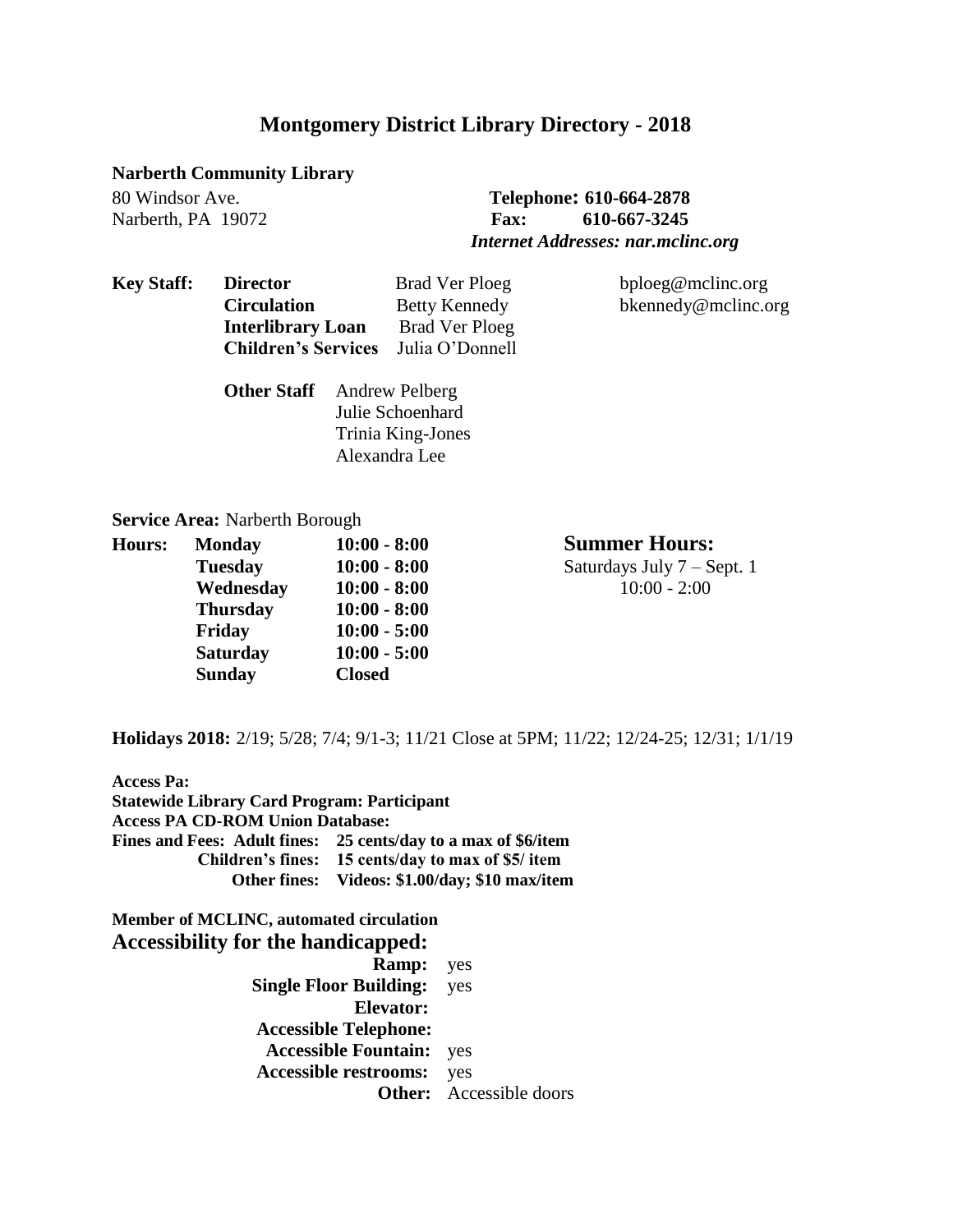# Montgomery District Library Directory - 2018

**Narberth Community Library**

80 Windsor Ave.
Narberth, PA 19072

**Telephone: 610-664-2878**
**Fax: 610-667-3245**
***Internet Addresses: nar.mclinc.org***

**Key Staff:**

| | | |
|---|---|---|
| **Director** | Brad Ver Ploeg | bploeg@mclinc.org |
| **Circulation** | Betty Kennedy | bkennedy@mclinc.org |
| **Interlibrary Loan** | Brad Ver Ploeg | |
| **Children's Services** | Julia O'Donnell | |

**Other Staff** Andrew Pelberg
Julie Schoenhard
Trinia King-Jones
Alexandra Lee

**Service Area:** Narberth Borough

**Hours:**

| | |
|---|---|
| **Monday** | **10:00 - 8:00** |
| **Tuesday** | **10:00 - 8:00** |
| **Wednesday** | **10:00 - 8:00** |
| **Thursday** | **10:00 - 8:00** |
| **Friday** | **10:00 - 5:00** |
| **Saturday** | **10:00 - 5:00** |
| **Sunday** | **Closed** |

**Summer Hours:**
Saturdays July 7 – Sept. 1
10:00 - 2:00

**Holidays 2018:** 2/19; 5/28; 7/4; 9/1-3; 11/21 Close at 5PM; 11/22; 12/24-25; 12/31; 1/1/19

**Access Pa:**
**Statewide Library Card Program: Participant**
**Access PA CD-ROM Union Database:**
**Fines and Fees: Adult fines: 25 cents/day to a max of $6/item**
**Children's fines: 15 cents/day to max of $5/ item**
**Other fines: Videos: $1.00/day; $10 max/item**

**Member of MCLINC, automated circulation**

## Accessibility for the handicapped:

**Ramp:** yes
**Single Floor Building:** yes
**Elevator:**
**Accessible Telephone:**
**Accessible Fountain:** yes
**Accessible restrooms:** yes
**Other:** Accessible doors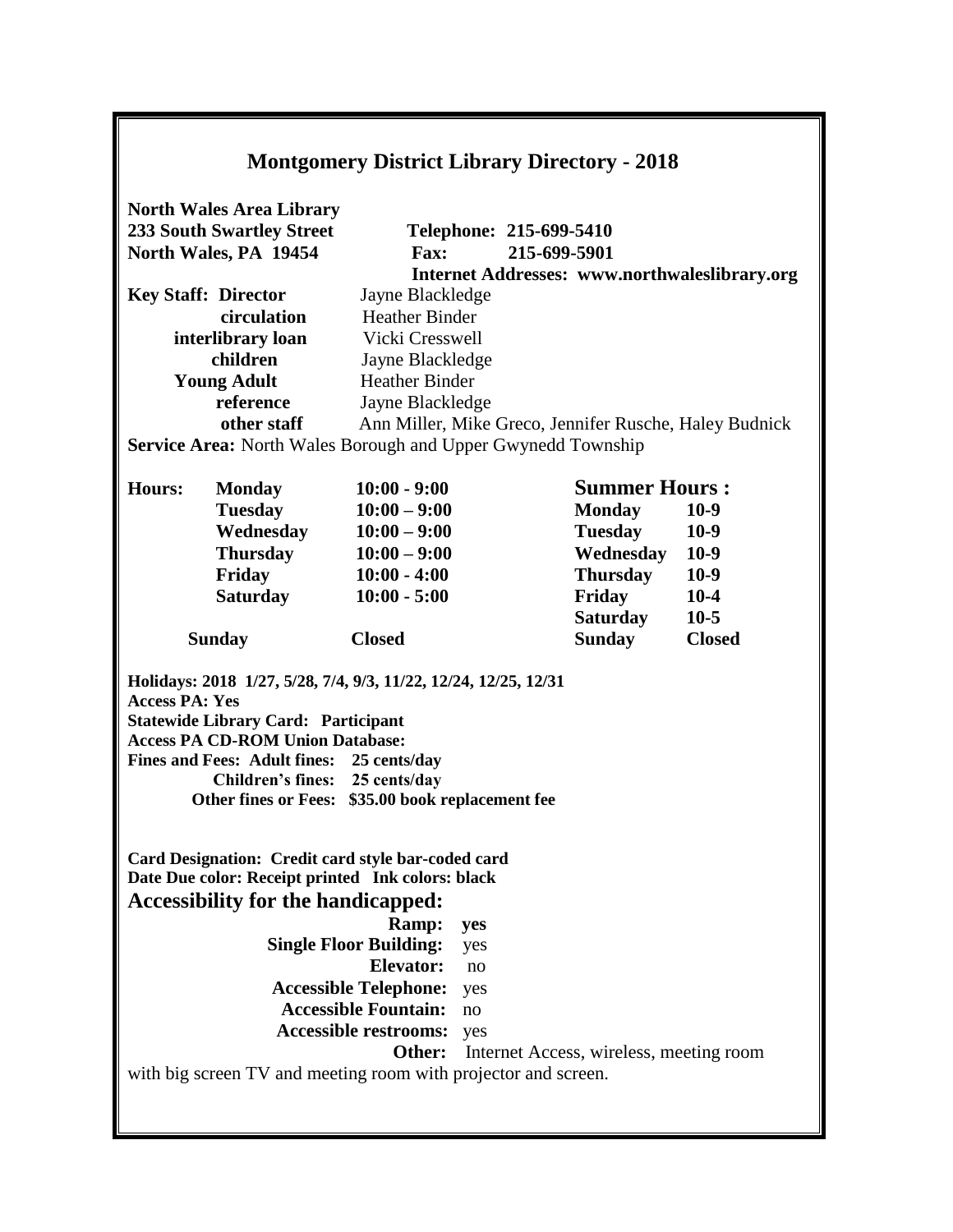# Montgomery District Library Directory - 2018

**North Wales Area Library**
**233 South Swartley Street** **Telephone: 215-699-5410**
**North Wales, PA 19454** **Fax: 215-699-5901**
**Internet Addresses: www.northwaleslibrary.org**

| **Key Staff:** | |
|---|---|
| **Director** | Jayne Blackledge |
| **circulation** | Heather Binder |
| **interlibrary loan** | Vicki Cresswell |
| **children** | Jayne Blackledge |
| **Young Adult** | Heather Binder |
| **reference** | Jayne Blackledge |
| **other staff** | Ann Miller, Mike Greco, Jennifer Rusche, Haley Budnick |

**Service Area:** North Wales Borough and Upper Gwynedd Township

| **Hours:** | | **Summer Hours :** | |
|---|---|---|---|
| **Monday** | **10:00 - 9:00** | **Monday** | **10-9** |
| **Tuesday** | **10:00 – 9:00** | **Tuesday** | **10-9** |
| **Wednesday** | **10:00 – 9:00** | **Wednesday** | **10-9** |
| **Thursday** | **10:00 – 9:00** | **Thursday** | **10-9** |
| **Friday** | **10:00 - 4:00** | **Friday** | **10-4** |
| **Saturday** | **10:00 - 5:00** | **Saturday** | **10-5** |
| **Sunday** | **Closed** | **Sunday** | **Closed** |

**Holidays: 2018 1/27, 5/28, 7/4, 9/3, 11/22, 12/24, 12/25, 12/31**
**Access PA: Yes**
**Statewide Library Card: Participant**
**Access PA CD-ROM Union Database:**
**Fines and Fees: Adult fines: 25 cents/day**
**Children's fines: 25 cents/day**
**Other fines or Fees: $35.00 book replacement fee**

**Card Designation: Credit card style bar-coded card**
**Date Due color: Receipt printed Ink colors: black**

## Accessibility for the handicapped:

**Ramp:** **yes**
**Single Floor Building:** yes
**Elevator:** no
**Accessible Telephone:** yes
**Accessible Fountain:** no
**Accessible restrooms:** yes
**Other:** Internet Access, wireless, meeting room with big screen TV and meeting room with projector and screen.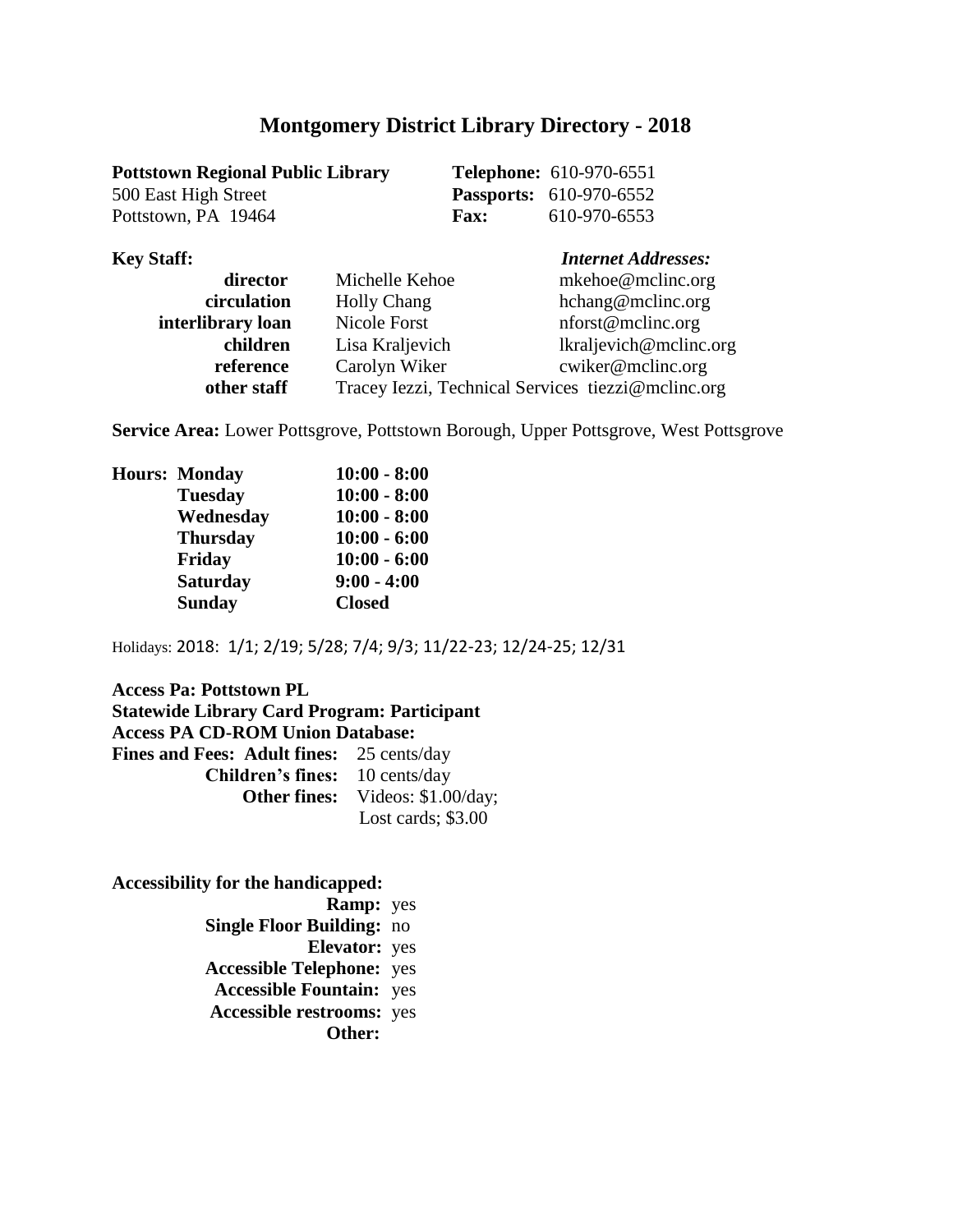# Montgomery District Library Directory - 2018

**Pottstown Regional Public Library**
500 East High Street
Pottstown, PA 19464

**Telephone:** 610-970-6551
**Passports:** 610-970-6552
**Fax:** 610-970-6553

**Key Staff:**

| | | *Internet Addresses:* |
|---|---|---|
| **director** | Michelle Kehoe | mkehoe@mclinc.org |
| **circulation** | Holly Chang | hchang@mclinc.org |
| **interlibrary loan** | Nicole Forst | nforst@mclinc.org |
| **children** | Lisa Kraljevich | lkraljevich@mclinc.org |
| **reference** | Carolyn Wiker | cwiker@mclinc.org |
| **other staff** | Tracey Iezzi, Technical Services | tiezzi@mclinc.org |

**Service Area:** Lower Pottsgrove, Pottstown Borough, Upper Pottsgrove, West Pottsgrove

**Hours:**

| | |
|---|---|
| **Monday** | **10:00 - 8:00** |
| **Tuesday** | **10:00 - 8:00** |
| **Wednesday** | **10:00 - 8:00** |
| **Thursday** | **10:00 - 6:00** |
| **Friday** | **10:00 - 6:00** |
| **Saturday** | **9:00 - 4:00** |
| **Sunday** | **Closed** |

Holidays: 2018: 1/1; 2/19; 5/28; 7/4; 9/3; 11/22-23; 12/24-25; 12/31

**Access Pa: Pottstown PL**
**Statewide Library Card Program: Participant**
**Access PA CD-ROM Union Database:**
**Fines and Fees: Adult fines:** 25 cents/day
**Children's fines:** 10 cents/day
**Other fines:** Videos: $1.00/day; Lost cards; $3.00

**Accessibility for the handicapped:**
**Ramp:** yes
**Single Floor Building:** no
**Elevator:** yes
**Accessible Telephone:** yes
**Accessible Fountain:** yes
**Accessible restrooms:** yes
**Other:**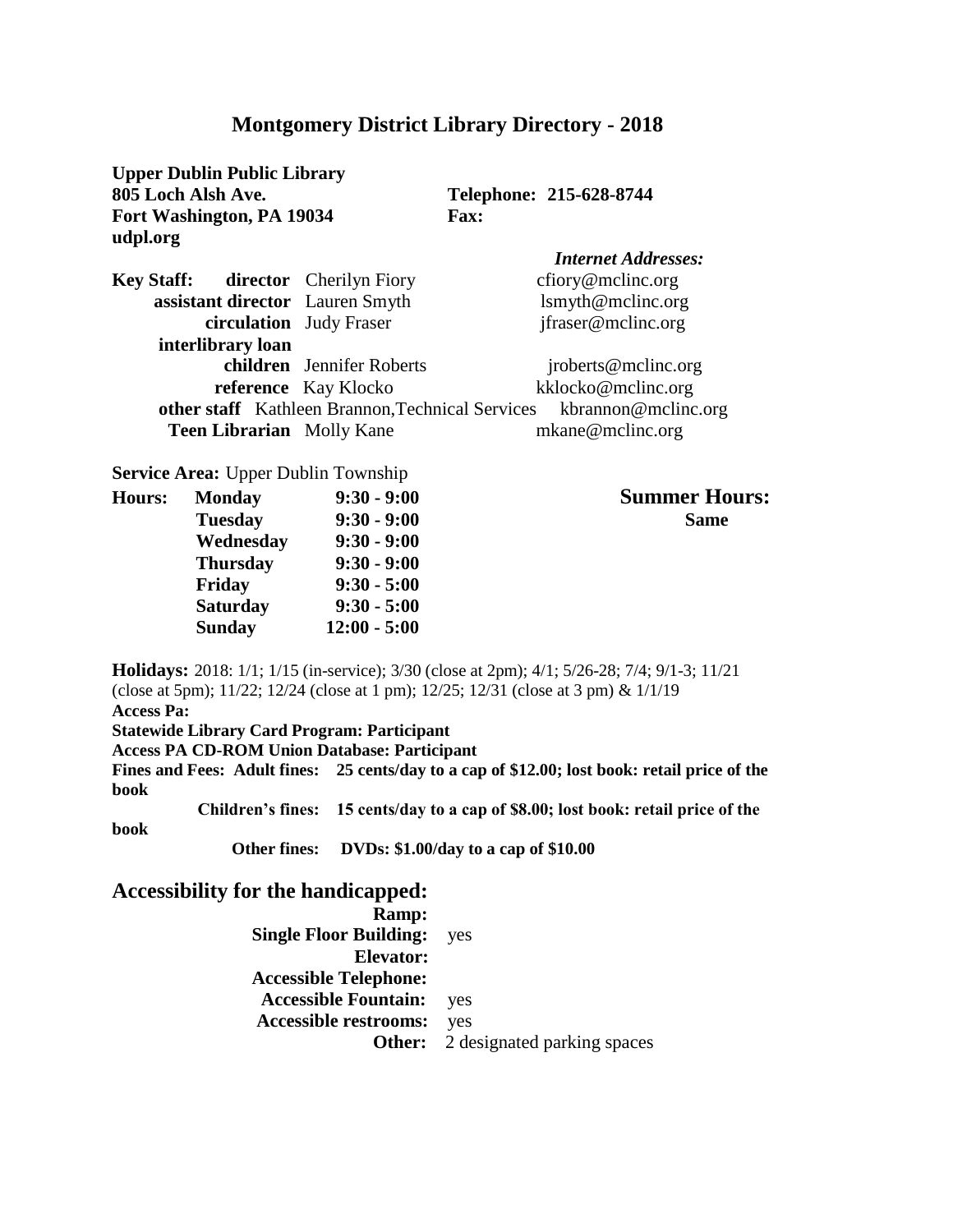# Montgomery District Library Directory - 2018

**Upper Dublin Public Library**
**805 Loch Alsh Ave.**
**Fort Washington, PA 19034**
**udpl.org**

**Telephone: 215-628-8744**
**Fax:**

| **Key Staff:** | | *Internet Addresses:* |
|---|---|---|
| **director** | Cherilyn Fiory | cfiory@mclinc.org |
| **assistant director** | Lauren Smyth | lsmyth@mclinc.org |
| **circulation** | Judy Fraser | jfraser@mclinc.org |
| **interlibrary loan** | | |
| **children** | Jennifer Roberts | jroberts@mclinc.org |
| **reference** | Kay Klocko | kklocko@mclinc.org |
| **other staff** | Kathleen Brannon,Technical Services | kbrannon@mclinc.org |
| **Teen Librarian** | Molly Kane | mkane@mclinc.org |

**Service Area:** Upper Dublin Township

| **Hours:** | | |
|---|---|---|
| **Monday** | **9:30 - 9:00** | |
| **Tuesday** | **9:30 - 9:00** | |
| **Wednesday** | **9:30 - 9:00** | |
| **Thursday** | **9:30 - 9:00** | |
| **Friday** | **9:30 - 5:00** | |
| **Saturday** | **9:30 - 5:00** | |
| **Sunday** | **12:00 - 5:00** | |

**Summer Hours:**
**Same**

**Holidays:** 2018: 1/1; 1/15 (in-service); 3/30 (close at 2pm); 4/1; 5/26-28; 7/4; 9/1-3; 11/21 (close at 5pm); 11/22; 12/24 (close at 1 pm); 12/25; 12/31 (close at 3 pm) & 1/1/19

**Access Pa:**

**Statewide Library Card Program: Participant**

**Access PA CD-ROM Union Database: Participant**

**Fines and Fees: Adult fines: 25 cents/day to a cap of $12.00; lost book: retail price of the book**

**Children's fines: 15 cents/day to a cap of $8.00; lost book: retail price of the book**

**Other fines: DVDs: $1.00/day to a cap of $10.00**

## Accessibility for the handicapped:

| | |
|---|---|
| **Ramp:** | |
| **Single Floor Building:** | yes |
| **Elevator:** | |
| **Accessible Telephone:** | |
| **Accessible Fountain:** | yes |
| **Accessible restrooms:** | yes |
| **Other:** | 2 designated parking spaces |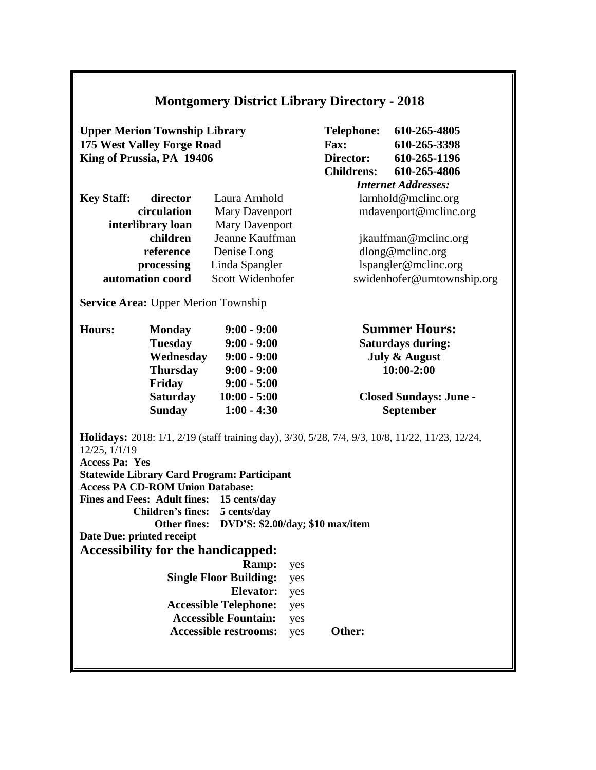## Montgomery District Library Directory - 2018

**Upper Merion Township Library**
**175 West Valley Forge Road**
**King of Prussia, PA 19406**

**Telephone:** **610-265-4805**
**Fax:** **610-265-3398**
**Director:** **610-265-1196**
**Childrens:** **610-265-4806**

| Key Staff: | | *Internet Addresses:* |
|---|---|---|
| **director** | Laura Arnhold | larnhold@mclinc.org |
| **circulation** | Mary Davenport | mdavenport@mclinc.org |
| **interlibrary loan** | Mary Davenport | |
| **children** | Jeanne Kauffman | jkauffman@mclinc.org |
| **reference** | Denise Long | dlong@mclinc.org |
| **processing** | Linda Spangler | lspangler@mclinc.org |
| **automation coord** | Scott Widenhofer | swidenhofer@umtownship.org |

**Service Area:** Upper Merion Township

| Hours: | | |
|---|---|---|
| **Monday** | **9:00 - 9:00** | |
| **Tuesday** | **9:00 - 9:00** | |
| **Wednesday** | **9:00 - 9:00** | |
| **Thursday** | **9:00 - 9:00** | |
| **Friday** | **9:00 - 5:00** | |
| **Saturday** | **10:00 - 5:00** | |
| **Sunday** | **1:00 - 4:30** | |

**Summer Hours:**
**Saturdays during:**
**July & August**
**10:00-2:00**

**Closed Sundays: June - September**

**Holidays:** 2018: 1/1, 2/19 (staff training day), 3/30, 5/28, 7/4, 9/3, 10/8, 11/22, 11/23, 12/24, 12/25, 1/1/19

**Access Pa: Yes**

**Statewide Library Card Program: Participant**

**Access PA CD-ROM Union Database:**

**Fines and Fees: Adult fines: 15 cents/day**
**Children's fines: 5 cents/day**
**Other fines: DVD'S: $2.00/day; $10 max/item**

**Date Due: printed receipt**

### Accessibility for the handicapped:

**Ramp:** yes
**Single Floor Building:** yes
**Elevator:** yes
**Accessible Telephone:** yes
**Accessible Fountain:** yes
**Accessible restrooms:** yes **Other:**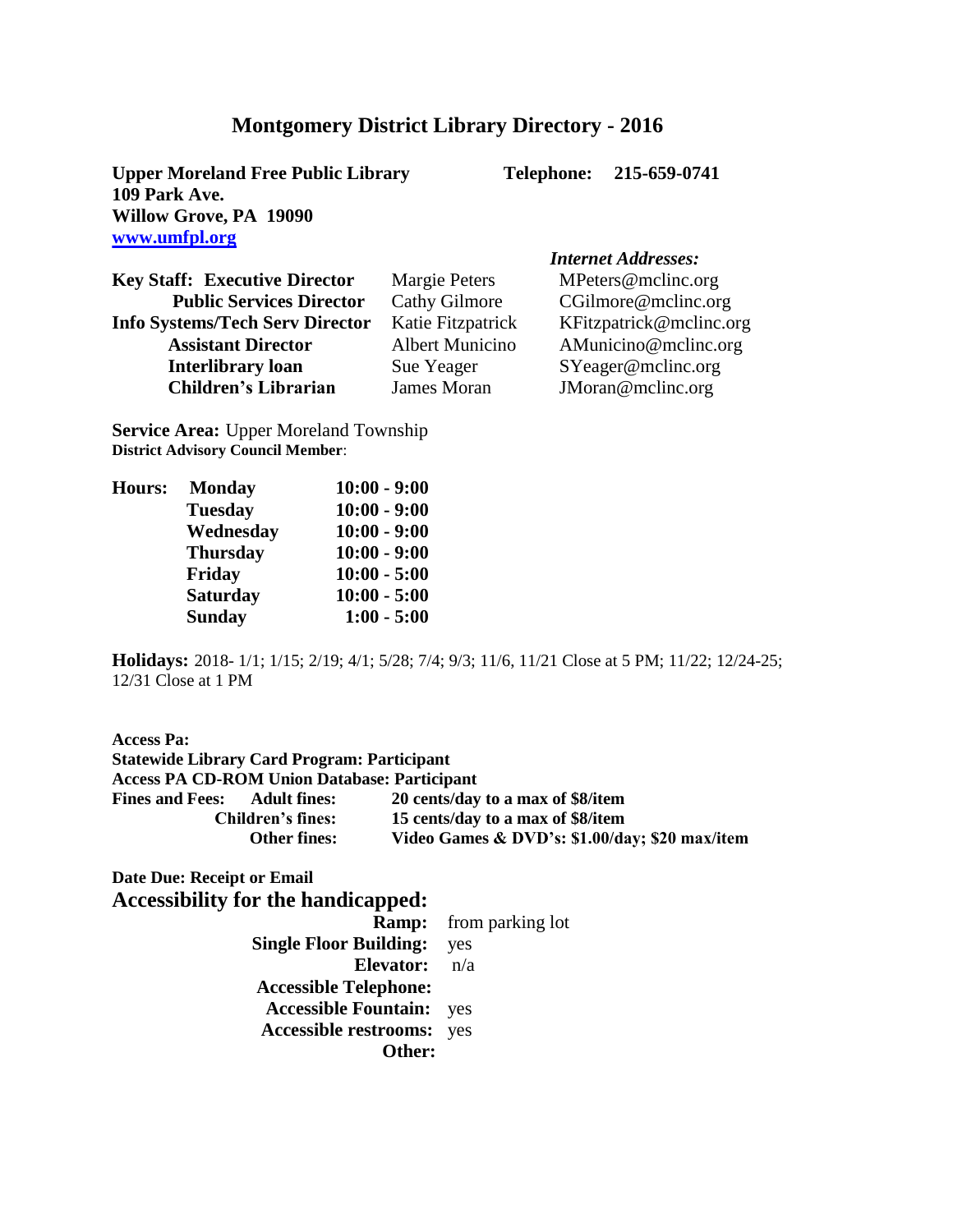# Montgomery District Library Directory - 2016

**Upper Moreland Free Public Library** **Telephone: 215-659-0741**
**109 Park Ave.**
**Willow Grove, PA 19090**
**www.umfpl.org**

| Key Staff: | | *Internet Addresses:* |
|---|---|---|
| **Executive Director** | Margie Peters | MPeters@mclinc.org |
| **Public Services Director** | Cathy Gilmore | CGilmore@mclinc.org |
| **Info Systems/Tech Serv Director** | Katie Fitzpatrick | KFitzpatrick@mclinc.org |
| **Assistant Director** | Albert Municino | AMunicino@mclinc.org |
| **Interlibrary loan** | Sue Yeager | SYeager@mclinc.org |
| **Children's Librarian** | James Moran | JMoran@mclinc.org |

**Service Area:** Upper Moreland Township
**District Advisory Council Member**:

| Hours: | | |
|---|---|---|
| | **Monday** | **10:00 - 9:00** |
| | **Tuesday** | **10:00 - 9:00** |
| | **Wednesday** | **10:00 - 9:00** |
| | **Thursday** | **10:00 - 9:00** |
| | **Friday** | **10:00 - 5:00** |
| | **Saturday** | **10:00 - 5:00** |
| | **Sunday** | **1:00 - 5:00** |

**Holidays:** 2018- 1/1; 1/15; 2/19; 4/1; 5/28; 7/4; 9/3; 11/6, 11/21 Close at 5 PM; 11/22; 12/24-25; 12/31 Close at 1 PM

**Access Pa:**
**Statewide Library Card Program: Participant**
**Access PA CD-ROM Union Database: Participant**

| Fines and Fees: | | |
|---|---|---|
| | **Adult fines:** | **20 cents/day to a max of $8/item** |
| | **Children's fines:** | **15 cents/day to a max of $8/item** |
| | **Other fines:** | **Video Games & DVD's: $1.00/day; $20 max/item** |

**Date Due: Receipt or Email**

## Accessibility for the handicapped:

**Ramp:** from parking lot
**Single Floor Building:** yes
**Elevator:** n/a
**Accessible Telephone:**
**Accessible Fountain:** yes
**Accessible restrooms:** yes
**Other:**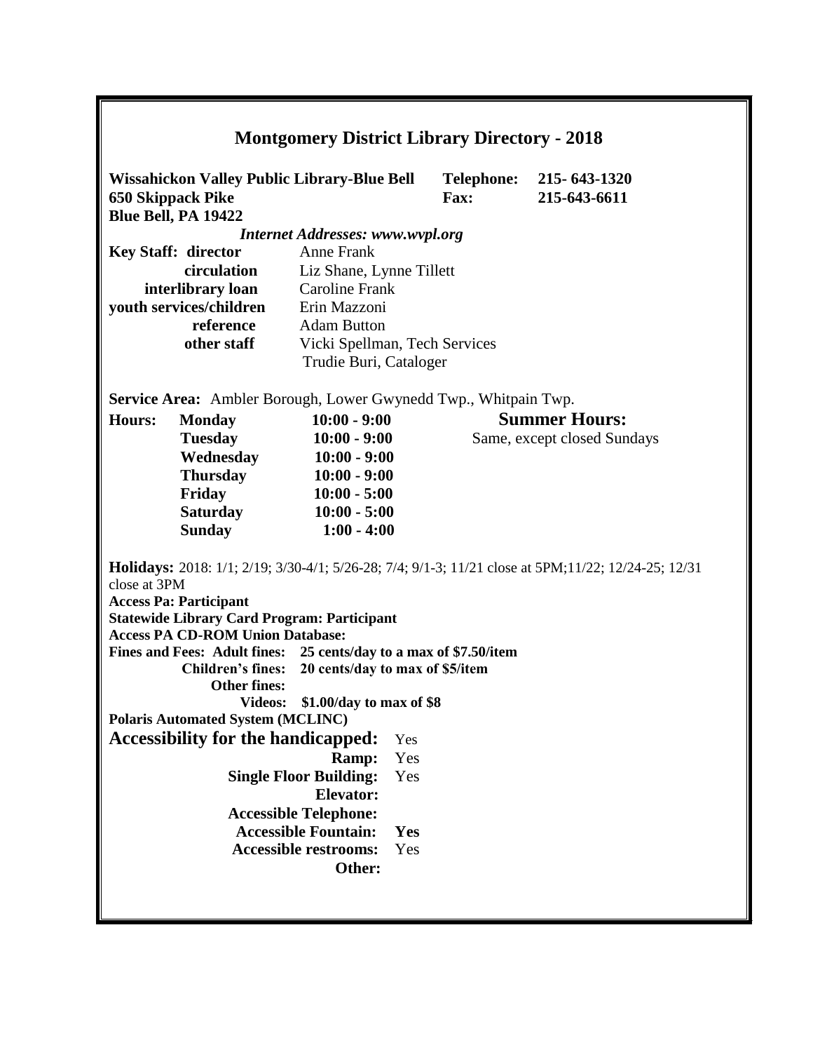# Montgomery District Library Directory - 2018

**Wissahickon Valley Public Library-Blue Bell**
**650 Skippack Pike**
**Blue Bell, PA 19422**

**Telephone:** **215- 643-1320**
**Fax:** **215-643-6611**

***Internet Addresses: www.wvpl.org***

| | |
|---|---|
| **Key Staff: director** | Anne Frank |
| **circulation** | Liz Shane, Lynne Tillett |
| **interlibrary loan** | Caroline Frank |
| **youth services/children** | Erin Mazzoni |
| **reference** | Adam Button |
| **other staff** | Vicki Spellman, Tech Services<br>Trudie Buri, Cataloger |

**Service Area:** Ambler Borough, Lower Gwynedd Twp., Whitpain Twp.

| **Hours:** | | |
|---|---|---|
| | **Monday** | **10:00 - 9:00** |
| | **Tuesday** | **10:00 - 9:00** |
| | **Wednesday** | **10:00 - 9:00** |
| | **Thursday** | **10:00 - 9:00** |
| | **Friday** | **10:00 - 5:00** |
| | **Saturday** | **10:00 - 5:00** |
| | **Sunday** | **1:00 - 4:00** |

**Summer Hours:**
Same, except closed Sundays

**Holidays:** 2018: 1/1; 2/19; 3/30-4/1; 5/26-28; 7/4; 9/1-3; 11/21 close at 5PM;11/22; 12/24-25; 12/31 close at 3PM

**Access Pa: Participant**
**Statewide Library Card Program: Participant**
**Access PA CD-ROM Union Database:**
**Fines and Fees: Adult fines: 25 cents/day to a max of $7.50/item**
**Children's fines: 20 cents/day to max of $5/item**
**Other fines:**
**Videos: $1.00/day to max of $8**
**Polaris Automated System (MCLINC)**

**Accessibility for the handicapped:** Yes
**Ramp:** Yes
**Single Floor Building:** Yes
**Elevator:**
**Accessible Telephone:**
**Accessible Fountain:** **Yes**
**Accessible restrooms:** Yes
**Other:**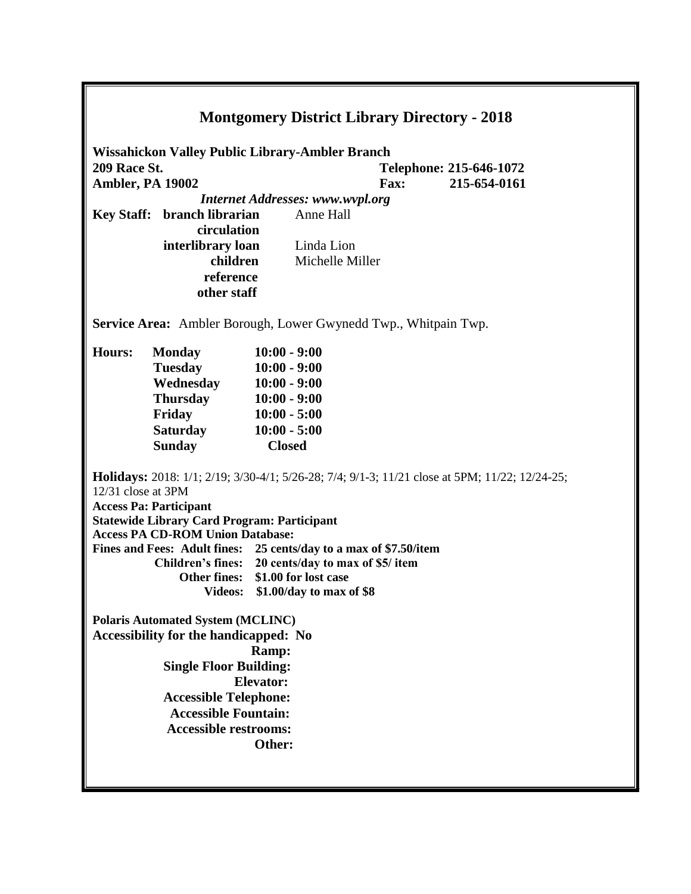# Montgomery District Library Directory - 2018

**Wissahickon Valley Public Library-Ambler Branch**

**209 Race St.** **Telephone: 215-646-1072**
**Ambler, PA 19002** **Fax: 215-654-0161**

***Internet Addresses: www.wvpl.org***

| | | |
|---|---|---|
| **Key Staff:** | **branch librarian** | Anne Hall |
| | **circulation** | |
| | **interlibrary loan** | Linda Lion |
| | **children** | Michelle Miller |
| | **reference** | |
| | **other staff** | |

**Service Area:** Ambler Borough, Lower Gwynedd Twp., Whitpain Twp.

| | | |
|---|---|---|
| **Hours:** | **Monday** | **10:00 - 9:00** |
| | **Tuesday** | **10:00 - 9:00** |
| | **Wednesday** | **10:00 - 9:00** |
| | **Thursday** | **10:00 - 9:00** |
| | **Friday** | **10:00 - 5:00** |
| | **Saturday** | **10:00 - 5:00** |
| | **Sunday** | **Closed** |

**Holidays:** 2018: 1/1; 2/19; 3/30-4/1; 5/26-28; 7/4; 9/1-3; 11/21 close at 5PM; 11/22; 12/24-25; 12/31 close at 3PM

**Access Pa: Participant**

**Statewide Library Card Program: Participant**

**Access PA CD-ROM Union Database:**

| | | |
|---|---|---|
| **Fines and Fees:** | **Adult fines:** | **25 cents/day to a max of $7.50/item** |
| | **Children's fines:** | **20 cents/day to max of $5/ item** |
| | **Other fines:** | **$1.00 for lost case** |
| | **Videos:** | **$1.00/day to max of $8** |

**Polaris Automated System (MCLINC)**

**Accessibility for the handicapped: No**

**Ramp:**

**Single Floor Building:**

**Elevator:**

**Accessible Telephone:**

**Accessible Fountain:**

**Accessible restrooms:**

**Other:**